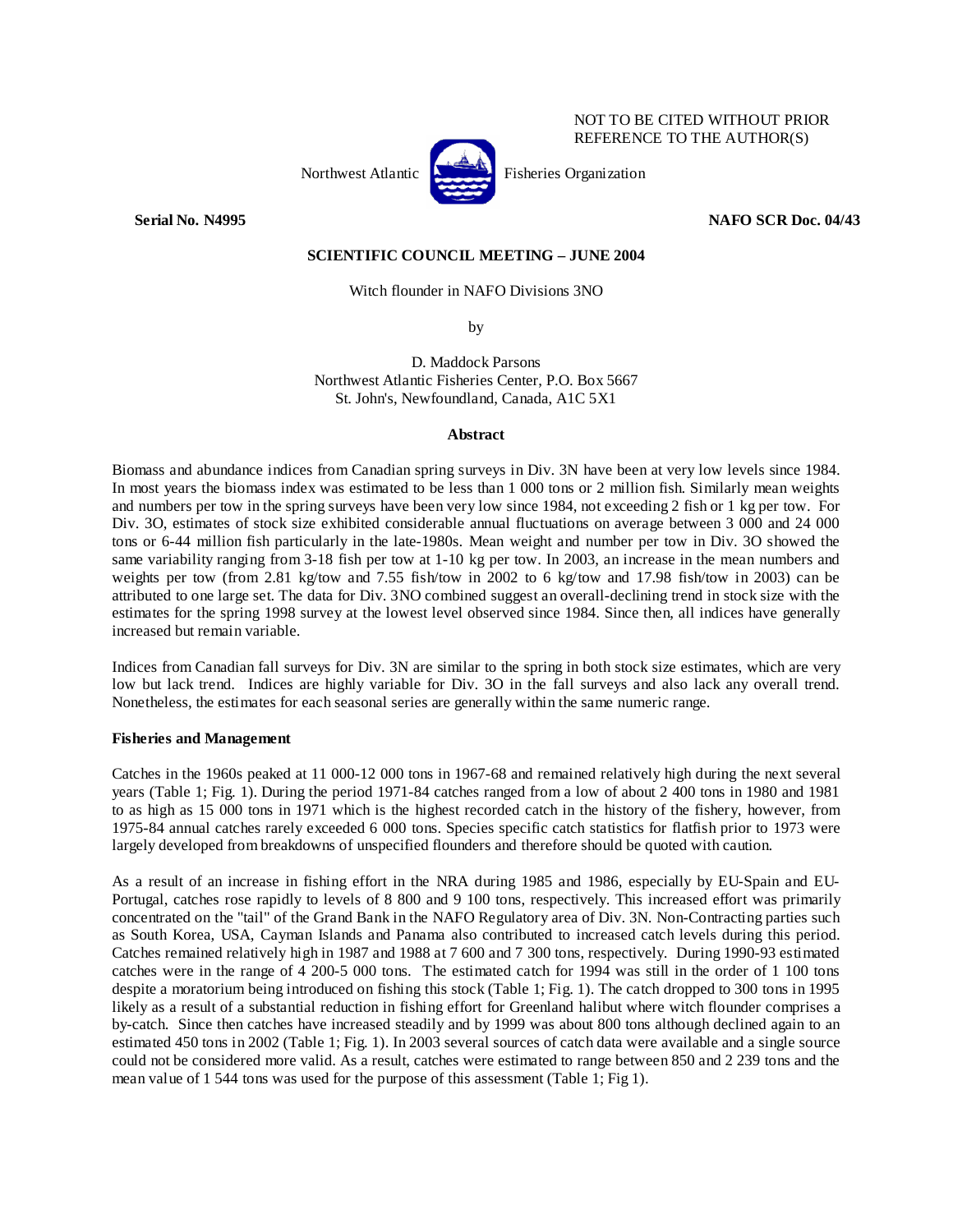NOT TO BE CITED WITHOUT PRIOR REFERENCE TO THE AUTHOR(S)

Northwest Atlantic Fisheries Organization

**Serial No. N4995** **NAFO SCR Doc. 04/43**

**SCIENTIFIC COUNCIL MEETING – JUNE 2004**

Witch flounder in NAFO Divisions 3NO

by

D. Maddock Parsons
Northwest Atlantic Fisheries Center, P.O. Box 5667
St. John's, Newfoundland, Canada, A1C 5X1

## Abstract

Biomass and abundance indices from Canadian spring surveys in Div. 3N have been at very low levels since 1984. In most years the biomass index was estimated to be less than 1 000 tons or 2 million fish. Similarly mean weights and numbers per tow in the spring surveys have been very low since 1984, not exceeding 2 fish or 1 kg per tow. For Div. 3O, estimates of stock size exhibited considerable annual fluctuations on average between 3 000 and 24 000 tons or 6-44 million fish particularly in the late-1980s. Mean weight and number per tow in Div. 3O showed the same variability ranging from 3-18 fish per tow at 1-10 kg per tow. In 2003, an increase in the mean numbers and weights per tow (from 2.81 kg/tow and 7.55 fish/tow in 2002 to 6 kg/tow and 17.98 fish/tow in 2003) can be attributed to one large set. The data for Div. 3NO combined suggest an overall-declining trend in stock size with the estimates for the spring 1998 survey at the lowest level observed since 1984. Since then, all indices have generally increased but remain variable.

Indices from Canadian fall surveys for Div. 3N are similar to the spring in both stock size estimates, which are very low but lack trend. Indices are highly variable for Div. 3O in the fall surveys and also lack any overall trend. Nonetheless, the estimates for each seasonal series are generally within the same numeric range.

### Fisheries and Management

Catches in the 1960s peaked at 11 000-12 000 tons in 1967-68 and remained relatively high during the next several years (Table 1; Fig. 1). During the period 1971-84 catches ranged from a low of about 2 400 tons in 1980 and 1981 to as high as 15 000 tons in 1971 which is the highest recorded catch in the history of the fishery, however, from 1975-84 annual catches rarely exceeded 6 000 tons. Species specific catch statistics for flatfish prior to 1973 were largely developed from breakdowns of unspecified flounders and therefore should be quoted with caution.

As a result of an increase in fishing effort in the NRA during 1985 and 1986, especially by EU-Spain and EU-Portugal, catches rose rapidly to levels of 8 800 and 9 100 tons, respectively. This increased effort was primarily concentrated on the "tail" of the Grand Bank in the NAFO Regulatory area of Div. 3N. Non-Contracting parties such as South Korea, USA, Cayman Islands and Panama also contributed to increased catch levels during this period. Catches remained relatively high in 1987 and 1988 at 7 600 and 7 300 tons, respectively. During 1990-93 estimated catches were in the range of 4 200-5 000 tons. The estimated catch for 1994 was still in the order of 1 100 tons despite a moratorium being introduced on fishing this stock (Table 1; Fig. 1). The catch dropped to 300 tons in 1995 likely as a result of a substantial reduction in fishing effort for Greenland halibut where witch flounder comprises a by-catch. Since then catches have increased steadily and by 1999 was about 800 tons although declined again to an estimated 450 tons in 2002 (Table 1; Fig. 1). In 2003 several sources of catch data were available and a single source could not be considered more valid. As a result, catches were estimated to range between 850 and 2 239 tons and the mean value of 1 544 tons was used for the purpose of this assessment (Table 1; Fig 1).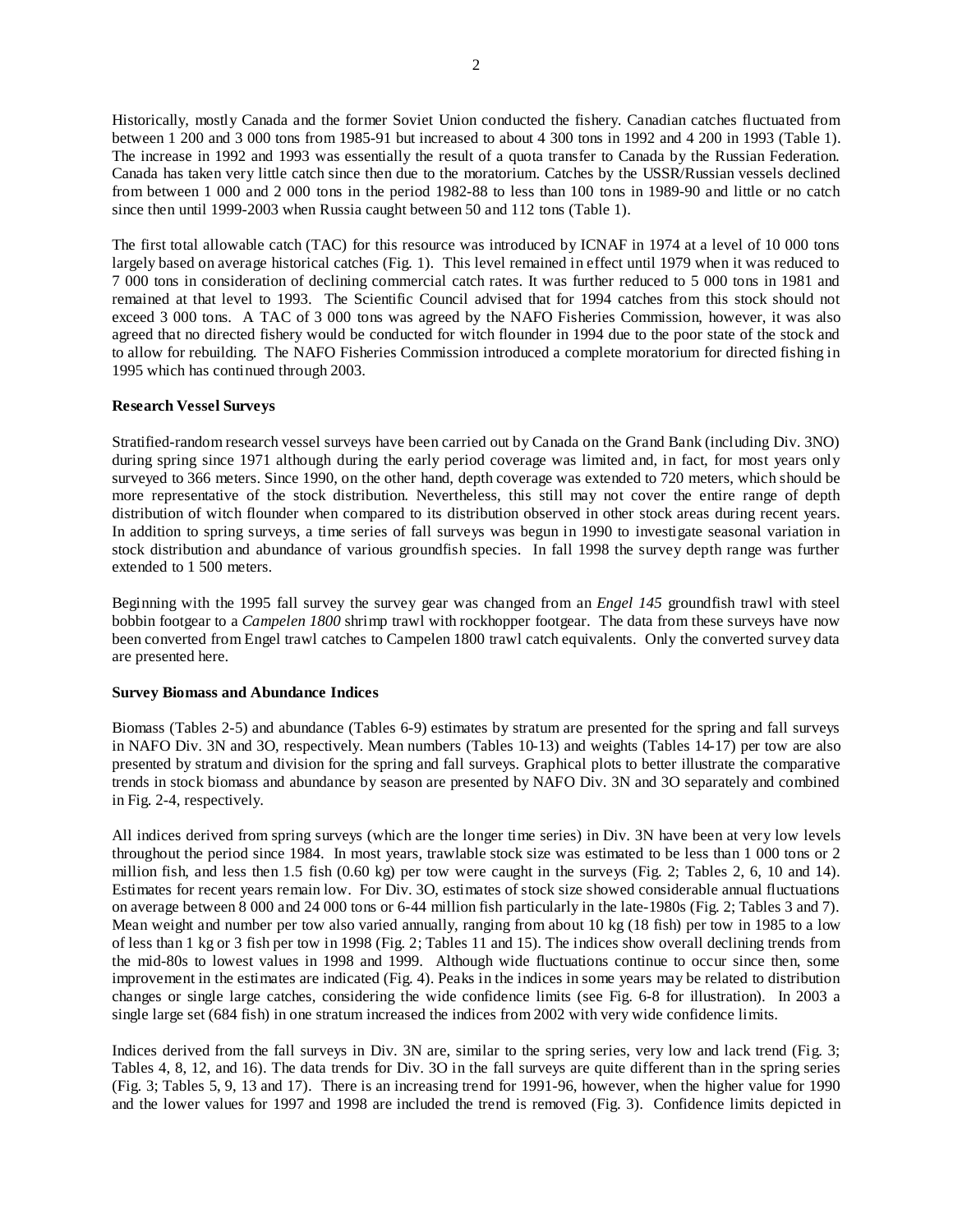Historically, mostly Canada and the former Soviet Union conducted the fishery. Canadian catches fluctuated from between 1 200 and 3 000 tons from 1985-91 but increased to about 4 300 tons in 1992 and 4 200 in 1993 (Table 1). The increase in 1992 and 1993 was essentially the result of a quota transfer to Canada by the Russian Federation. Canada has taken very little catch since then due to the moratorium. Catches by the USSR/Russian vessels declined from between 1 000 and 2 000 tons in the period 1982-88 to less than 100 tons in 1989-90 and little or no catch since then until 1999-2003 when Russia caught between 50 and 112 tons (Table 1).

The first total allowable catch (TAC) for this resource was introduced by ICNAF in 1974 at a level of 10 000 tons largely based on average historical catches (Fig. 1). This level remained in effect until 1979 when it was reduced to 7 000 tons in consideration of declining commercial catch rates. It was further reduced to 5 000 tons in 1981 and remained at that level to 1993. The Scientific Council advised that for 1994 catches from this stock should not exceed 3 000 tons. A TAC of 3 000 tons was agreed by the NAFO Fisheries Commission, however, it was also agreed that no directed fishery would be conducted for witch flounder in 1994 due to the poor state of the stock and to allow for rebuilding. The NAFO Fisheries Commission introduced a complete moratorium for directed fishing in 1995 which has continued through 2003.

**Research Vessel Surveys**

Stratified-random research vessel surveys have been carried out by Canada on the Grand Bank (including Div. 3NO) during spring since 1971 although during the early period coverage was limited and, in fact, for most years only surveyed to 366 meters. Since 1990, on the other hand, depth coverage was extended to 720 meters, which should be more representative of the stock distribution. Nevertheless, this still may not cover the entire range of depth distribution of witch flounder when compared to its distribution observed in other stock areas during recent years. In addition to spring surveys, a time series of fall surveys was begun in 1990 to investigate seasonal variation in stock distribution and abundance of various groundfish species. In fall 1998 the survey depth range was further extended to 1 500 meters.

Beginning with the 1995 fall survey the survey gear was changed from an *Engel 145* groundfish trawl with steel bobbin footgear to a *Campelen 1800* shrimp trawl with rockhopper footgear. The data from these surveys have now been converted from Engel trawl catches to Campelen 1800 trawl catch equivalents. Only the converted survey data are presented here.

**Survey Biomass and Abundance Indices**

Biomass (Tables 2-5) and abundance (Tables 6-9) estimates by stratum are presented for the spring and fall surveys in NAFO Div. 3N and 3O, respectively. Mean numbers (Tables 10-13) and weights (Tables 14-17) per tow are also presented by stratum and division for the spring and fall surveys. Graphical plots to better illustrate the comparative trends in stock biomass and abundance by season are presented by NAFO Div. 3N and 3O separately and combined in Fig. 2-4, respectively.

All indices derived from spring surveys (which are the longer time series) in Div. 3N have been at very low levels throughout the period since 1984. In most years, trawlable stock size was estimated to be less than 1 000 tons or 2 million fish, and less then 1.5 fish (0.60 kg) per tow were caught in the surveys (Fig. 2; Tables 2, 6, 10 and 14). Estimates for recent years remain low. For Div. 3O, estimates of stock size showed considerable annual fluctuations on average between 8 000 and 24 000 tons or 6-44 million fish particularly in the late-1980s (Fig. 2; Tables 3 and 7). Mean weight and number per tow also varied annually, ranging from about 10 kg (18 fish) per tow in 1985 to a low of less than 1 kg or 3 fish per tow in 1998 (Fig. 2; Tables 11 and 15). The indices show overall declining trends from the mid-80s to lowest values in 1998 and 1999. Although wide fluctuations continue to occur since then, some improvement in the estimates are indicated (Fig. 4). Peaks in the indices in some years may be related to distribution changes or single large catches, considering the wide confidence limits (see Fig. 6-8 for illustration). In 2003 a single large set (684 fish) in one stratum increased the indices from 2002 with very wide confidence limits.

Indices derived from the fall surveys in Div. 3N are, similar to the spring series, very low and lack trend (Fig. 3; Tables 4, 8, 12, and 16). The data trends for Div. 3O in the fall surveys are quite different than in the spring series (Fig. 3; Tables 5, 9, 13 and 17). There is an increasing trend for 1991-96, however, when the higher value for 1990 and the lower values for 1997 and 1998 are included the trend is removed (Fig. 3). Confidence limits depicted in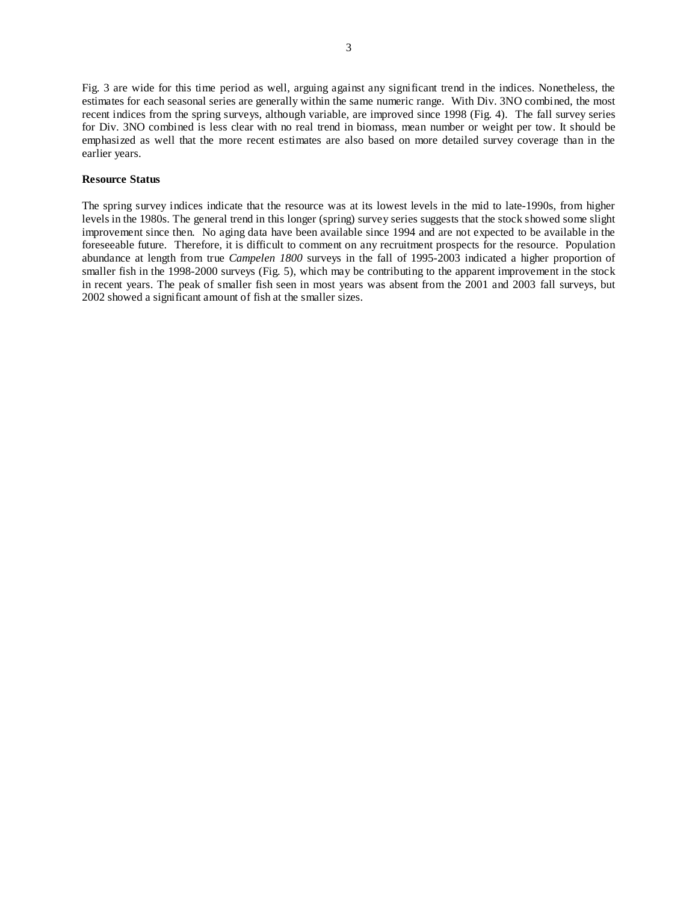Fig. 3 are wide for this time period as well, arguing against any significant trend in the indices. Nonetheless, the estimates for each seasonal series are generally within the same numeric range. With Div. 3NO combined, the most recent indices from the spring surveys, although variable, are improved since 1998 (Fig. 4). The fall survey series for Div. 3NO combined is less clear with no real trend in biomass, mean number or weight per tow. It should be emphasized as well that the more recent estimates are also based on more detailed survey coverage than in the earlier years.

**Resource Status**

The spring survey indices indicate that the resource was at its lowest levels in the mid to late-1990s, from higher levels in the 1980s. The general trend in this longer (spring) survey series suggests that the stock showed some slight improvement since then. No aging data have been available since 1994 and are not expected to be available in the foreseeable future. Therefore, it is difficult to comment on any recruitment prospects for the resource. Population abundance at length from true *Campelen 1800* surveys in the fall of 1995-2003 indicated a higher proportion of smaller fish in the 1998-2000 surveys (Fig. 5), which may be contributing to the apparent improvement in the stock in recent years. The peak of smaller fish seen in most years was absent from the 2001 and 2003 fall surveys, but 2002 showed a significant amount of fish at the smaller sizes.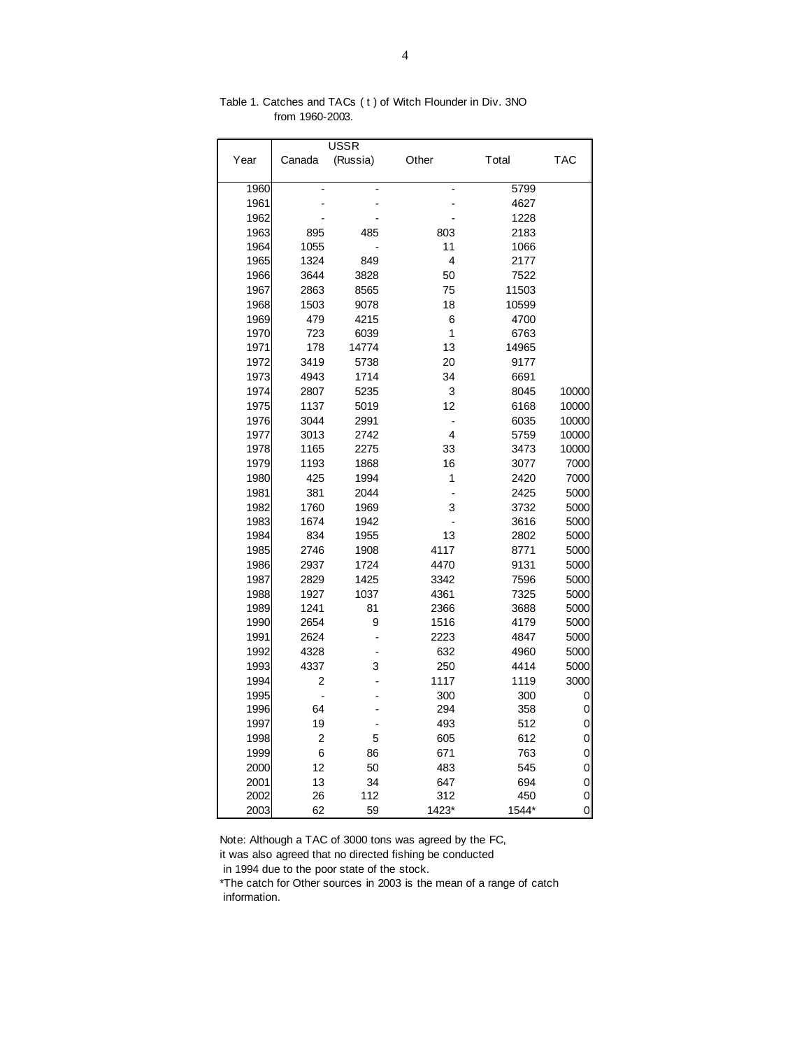Table 1. Catches and TACs ( t ) of Witch Flounder in Div. 3NO from 1960-2003.

| Year | Canada | USSR (Russia) | Other | Total | TAC |
|---|---|---|---|---|---|
| 1960 | - | - | - | 5799 | |
| 1961 | - | - | - | 4627 | |
| 1962 | - | - | - | 1228 | |
| 1963 | 895 | 485 | 803 | 2183 | |
| 1964 | 1055 | - | 11 | 1066 | |
| 1965 | 1324 | 849 | 4 | 2177 | |
| 1966 | 3644 | 3828 | 50 | 7522 | |
| 1967 | 2863 | 8565 | 75 | 11503 | |
| 1968 | 1503 | 9078 | 18 | 10599 | |
| 1969 | 479 | 4215 | 6 | 4700 | |
| 1970 | 723 | 6039 | 1 | 6763 | |
| 1971 | 178 | 14774 | 13 | 14965 | |
| 1972 | 3419 | 5738 | 20 | 9177 | |
| 1973 | 4943 | 1714 | 34 | 6691 | |
| 1974 | 2807 | 5235 | 3 | 8045 | 10000 |
| 1975 | 1137 | 5019 | 12 | 6168 | 10000 |
| 1976 | 3044 | 2991 | - | 6035 | 10000 |
| 1977 | 3013 | 2742 | 4 | 5759 | 10000 |
| 1978 | 1165 | 2275 | 33 | 3473 | 10000 |
| 1979 | 1193 | 1868 | 16 | 3077 | 7000 |
| 1980 | 425 | 1994 | 1 | 2420 | 7000 |
| 1981 | 381 | 2044 | - | 2425 | 5000 |
| 1982 | 1760 | 1969 | 3 | 3732 | 5000 |
| 1983 | 1674 | 1942 | - | 3616 | 5000 |
| 1984 | 834 | 1955 | 13 | 2802 | 5000 |
| 1985 | 2746 | 1908 | 4117 | 8771 | 5000 |
| 1986 | 2937 | 1724 | 4470 | 9131 | 5000 |
| 1987 | 2829 | 1425 | 3342 | 7596 | 5000 |
| 1988 | 1927 | 1037 | 4361 | 7325 | 5000 |
| 1989 | 1241 | 81 | 2366 | 3688 | 5000 |
| 1990 | 2654 | 9 | 1516 | 4179 | 5000 |
| 1991 | 2624 | - | 2223 | 4847 | 5000 |
| 1992 | 4328 | - | 632 | 4960 | 5000 |
| 1993 | 4337 | 3 | 250 | 4414 | 5000 |
| 1994 | 2 | - | 1117 | 1119 | 3000 |
| 1995 | - | - | 300 | 300 | 0 |
| 1996 | 64 | - | 294 | 358 | 0 |
| 1997 | 19 | - | 493 | 512 | 0 |
| 1998 | 2 | 5 | 605 | 612 | 0 |
| 1999 | 6 | 86 | 671 | 763 | 0 |
| 2000 | 12 | 50 | 483 | 545 | 0 |
| 2001 | 13 | 34 | 647 | 694 | 0 |
| 2002 | 26 | 112 | 312 | 450 | 0 |
| 2003 | 62 | 59 | 1423* | 1544* | 0 |

Note: Although a TAC of 3000 tons was agreed by the FC, it was also agreed that no directed fishing be conducted in 1994 due to the poor state of the stock.

*The catch for Other sources in 2003 is the mean of a range of catch information.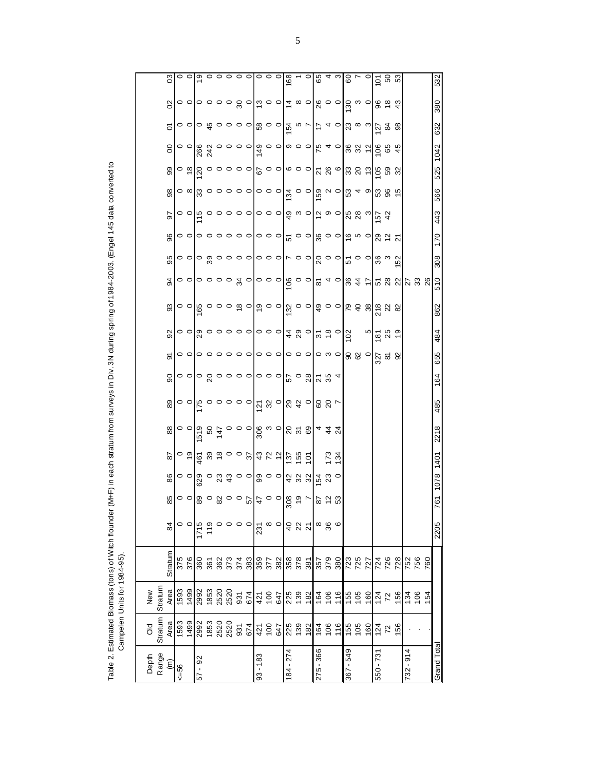Table 2. Estimated Biomass (tons) of Witch flounder (M+F) in each stratum from surveys in Div. 3N during spring of 1984-2003. (Engel 145 data converted to Campelen Units for 1984-95).

| Depth Range (m) | Old Stratum Area | New Stratum Area | Stratum | 84 | 85 | 86 | 87 | 88 | 89 | 90 | 91 | 92 | 93 | 94 | 95 | 96 | 97 | 98 | 99 | 00 | 01 | 02 | 03 |
|---|---|---|---|---|---|---|---|---|---|---|---|---|---|---|---|---|---|---|---|---|---|---|---|
| <=56 | 1593 | 1593 | 375 | 0 | 0 | 0 | 0 | 0 | 0 | 0 | 0 | 0 | 0 | 0 | 0 | 0 | 0 | 0 | 0 | 0 | 0 | 0 | 0 |
| | 1499 | 1499 | 376 | 0 | 0 | 0 | 19 | 0 | 0 | 0 | 0 | 0 | 0 | 0 | 0 | 0 | 0 | 8 | 18 | 0 | 0 | 0 | 0 |
| 57 - 92 | 2992 | 2992 | 360 | 1715 | 89 | 629 | 461 | 1519 | 175 | 0 | 0 | 29 | 165 | 0 | 0 | 0 | 115 | 33 | 120 | 266 | 0 | 0 | 19 |
| | 1853 | 1853 | 361 | 119 | 0 | 0 | 39 | 50 | 0 | 20 | 0 | 0 | 0 | 0 | 39 | 0 | 0 | 0 | 0 | 242 | 45 | 0 | 0 |
| | 2520 | 2520 | 362 | 0 | 82 | 23 | 18 | 147 | 0 | 0 | 0 | 0 | 0 | 0 | 0 | 0 | 0 | 0 | 0 | 0 | 0 | 0 | 0 |
| | 2520 | 2520 | 373 | 0 | 0 | 43 | 0 | 0 | 0 | 0 | 0 | 0 | 0 | 0 | 0 | 0 | 0 | 0 | 0 | 0 | 0 | 0 | 0 |
| | 931 | 931 | 374 | 0 | 0 | 0 | 0 | 0 | 0 | 0 | 0 | 0 | 18 | 34 | 0 | 0 | 0 | 0 | 0 | 0 | 0 | 30 | 0 |
| | 674 | 674 | 383 | 0 | 57 | 0 | 37 | 0 | 0 | 0 | 0 | 0 | 0 | 0 | 0 | 0 | 0 | 0 | 0 | 0 | 0 | 0 | 0 |
| 93 - 183 | 421 | 421 | 359 | 231 | 47 | 99 | 43 | 306 | 121 | 0 | 0 | 0 | 19 | 0 | 0 | 0 | 0 | 0 | 67 | 149 | 58 | 13 | 0 |
| | 100 | 100 | 377 | 8 | 0 | 0 | 72 | 3 | 32 | 0 | 0 | 0 | 0 | 0 | 0 | 0 | 0 | 0 | 0 | 0 | 0 | 0 | 0 |
| | 647 | 647 | 382 | 0 | 0 | 0 | 12 | 0 | 0 | 0 | 0 | 0 | 0 | 0 | 0 | 0 | 0 | 0 | 0 | 0 | 0 | 0 | 0 |
| 184 - 274 | 225 | 225 | 358 | 40 | 308 | 42 | 137 | 20 | 29 | 57 | 0 | 44 | 132 | 106 | 7 | 51 | 49 | 134 | 6 | 9 | 154 | 14 | 168 |
| | 139 | 139 | 378 | 22 | 19 | 32 | 155 | 31 | 42 | 0 | 0 | 29 | 0 | 0 | 0 | 0 | 3 | 0 | 0 | 0 | 5 | 8 | 1 |
| | 182 | 182 | 381 | 21 | 7 | 32 | 101 | 69 | 0 | 28 | 0 | 0 | 0 | 0 | 0 | 0 | 0 | 0 | 0 | 0 | 7 | 0 | 0 |
| 275 - 366 | 164 | 164 | 357 | 8 | 87 | 154 | | 4 | 60 | 21 | 0 | 31 | 49 | 81 | 20 | 36 | 12 | 159 | 21 | 75 | 17 | 26 | 65 |
| | 106 | 106 | 379 | 36 | 12 | 23 | 173 | 44 | 20 | 35 | 3 | 18 | 0 | 4 | 0 | 0 | 9 | 2 | 26 | 4 | 4 | 0 | 4 |
| | 116 | 116 | 380 | 6 | 53 | 0 | 134 | 24 | 7 | 4 | 0 | 0 | 0 | 0 | 0 | 0 | 0 | 0 | 6 | 0 | 0 | 0 | 3 |
| 367 - 549 | 155 | 155 | 723 | | | | | | | | 90 | 102 | 79 | 36 | 51 | 16 | 25 | 53 | 33 | 36 | 23 | 130 | 60 |
| | 105 | 105 | 725 | | | | | | | | 62 | | 40 | 44 | 0 | 5 | 28 | 4 | 20 | 32 | 8 | 3 | 7 |
| | 160 | 160 | 727 | | | | | | | | 0 | 5 | 38 | 17 | 0 | 0 | 3 | 9 | 13 | 12 | 3 | 0 | 0 |
| 550 - 731 | 124 | 124 | 724 | | | | | | | | 327 | 181 | 218 | 51 | 36 | 29 | 157 | 53 | 105 | 106 | 127 | 96 | 101 |
| | 72 | 72 | 726 | | | | | | | | 81 | 25 | 22 | 28 | 3 | 12 | 42 | 96 | 59 | 65 | 84 | 18 | 50 |
| | 156 | 156 | 728 | | | | | | | | 92 | 19 | 82 | 22 | 152 | 21 | | 15 | 32 | 45 | 98 | 43 | 53 |
| 732 - 914 | . | 134 | 752 | | | | | | | | | | | 27 | | | | | | | | | |
| | . | 106 | 756 | | | | | | | | | | | 33 | | | | | | | | | |
| | . | 154 | 760 | | | | | | | | | | | 26 | | | | | | | | | |
| Grand Total | | | | 2205 | 761 | 1078 | 1401 | 2218 | 485 | 164 | 655 | 484 | 862 | 510 | 308 | 170 | 443 | 566 | 525 | 1042 | 632 | 380 | 532 |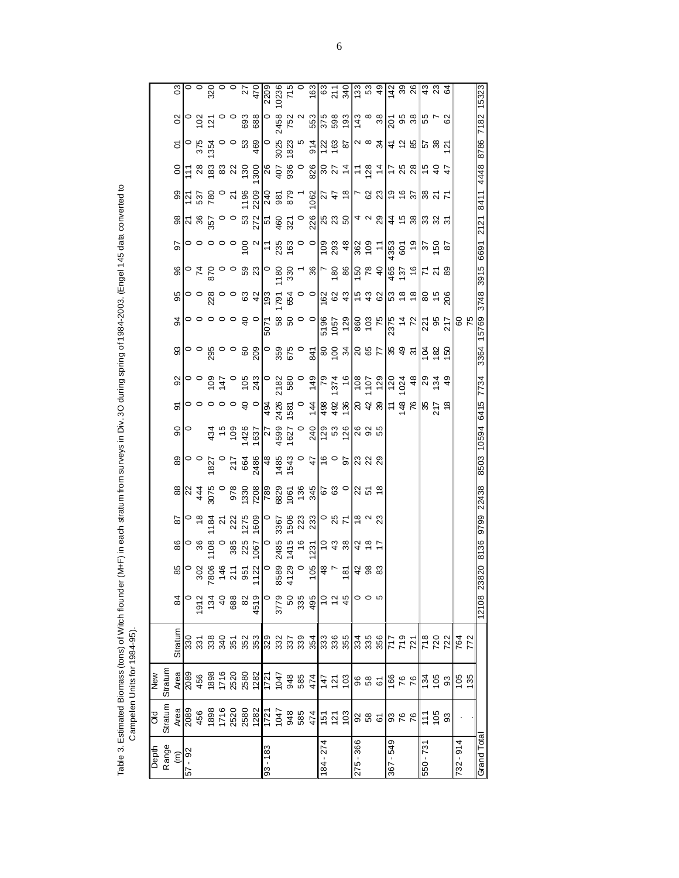Table 3. Estimated Biomass (tons) of Witch flounder (M+F) in each stratum from surveys in Div. 3O during spring of 1984-2003. (Engel 145 data converted to Campelen Units for 1984-95).

| Depth Range (m) | Old Stratum Area | New Stratum Area | Stratum | 84 | 85 | 86 | 87 | 88 | 89 | 90 | 91 | 92 | 93 | 94 | 95 | 96 | 97 | 98 | 99 | 00 | 01 | 02 | 03 |
|---|---|---|---|---|---|---|---|---|---|---|---|---|---|---|---|---|---|---|---|---|---|---|---|
| 57 - 92 | 2089 | 2089 | 330 | 0 | 0 | 0 | 0 | 22 | 0 | 0 | 0 | 0 | 0 | 0 | 0 | 0 | 0 | 21 | 121 | 111 | 0 | 0 | 0 |
| | 456 | 456 | 331 | 1912 | 302 | 36 | 18 | 444 | 0 | | 0 | 0 | 0 | 0 | 0 | 74 | 0 | 36 | 537 | 28 | 375 | 102 | 0 |
| | 1898 | 1898 | 338 | 134 | 7806 | 1108 | 1184 | 3075 | 1827 | 434 | 0 | 109 | 295 | 0 | 228 | 870 | 0 | 357 | 780 | 183 | 1354 | 121 | 320 |
| | 1716 | 1716 | 340 | 40 | 146 | 0 | 21 | 0 | 0 | 15 | 0 | 147 | 0 | 0 | 0 | 0 | 0 | 0 | 0 | 83 | 0 | 0 | 0 |
| | 2520 | 2520 | 351 | 688 | 211 | 385 | 222 | 978 | 217 | 109 | 0 | 0 | 0 | 0 | 0 | 0 | 0 | 0 | 21 | 22 | 0 | 0 | 0 |
| | 2580 | 2580 | 352 | 82 | 951 | 225 | 1275 | 1330 | 664 | 1426 | 40 | 105 | 60 | 40 | 63 | 59 | 100 | 53 | 1196 | 130 | 53 | 693 | 27 |
| | 1282 | 1282 | 353 | 4519 | 1122 | 1067 | 1609 | 7208 | 2486 | 1637 | 0 | 243 | 209 | 0 | 42 | 23 | 2 | 272 | 2209 | 1300 | 469 | 688 | 470 |
| 93 - 183 | 1721 | 1721 | 329 | 0 | 0 | 0 | 0 | 789 | 48 | 27 | 494 | 0 | 0 | 5071 | 193 | 0 | 11 | 51 | 240 | 26 | 0 | 0 | 2209 |
| | 1047 | 1047 | 332 | 3779 | 8589 | 2485 | 3367 | 6829 | 1485 | 4599 | 2426 | 2182 | 359 | 58 | 1791 | 1180 | 235 | 460 | 981 | 407 | 3025 | 2458 | 10236 |
| | 948 | 948 | 337 | 50 | 4129 | 1415 | 1506 | 1061 | 1543 | 1627 | 1581 | 580 | 675 | 50 | 654 | 330 | 163 | 321 | 879 | 936 | 1823 | 752 | 715 |
| | 585 | 585 | 339 | 335 | 0 | 16 | 223 | 136 | 0 | 0 | 0 | 0 | 0 | 0 | 0 | 1 | 0 | 0 | 1 | 0 | 5 | 2 | 0 |
| | 474 | 474 | 354 | 495 | 105 | 1231 | 233 | 345 | 47 | 240 | 144 | 149 | 841 | 0 | 0 | 36 | 0 | 226 | 1062 | 826 | 914 | 553 | 163 |
| 184 - 274 | 151 | 147 | 333 | 10 | 48 | 10 | 0 | 67 | 16 | 129 | 498 | 79 | 80 | 5196 | 162 | 7 | 109 | 25 | 27 | 30 | 122 | 375 | 63 |
| | 121 | 121 | 336 | 12 | 7 | 43 | 25 | 63 | 0 | 53 | 492 | 1374 | 100 | 1057 | 62 | 180 | 293 | 23 | 47 | 27 | 163 | 598 | 211 |
| | 103 | 103 | 355 | 45 | 181 | 38 | 71 | 0 | 97 | 126 | 136 | 16 | 34 | 129 | 43 | 86 | 48 | 50 | 18 | 14 | 87 | 193 | 340 |
| 275 - 366 | 92 | 96 | 334 | 0 | 42 | 42 | 18 | 22 | 23 | 26 | 20 | 108 | 20 | 860 | 15 | 150 | 362 | 4 | 7 | 11 | 2 | 143 | 133 |
| | 58 | 58 | 335 | 0 | 98 | 18 | 2 | 51 | 22 | 92 | 42 | 1107 | 65 | 103 | 43 | 78 | 109 | 2 | 62 | 128 | 8 | 8 | 53 |
| | 61 | 61 | 356 | 5 | 83 | 17 | 23 | 18 | 29 | 55 | 39 | 129 | 77 | 75 | 62 | 40 | 11 | 29 | 23 | 14 | 34 | 38 | 49 |
| 367 - 549 | 93 | 166 | 717 | | | | | | | | 11 | 120 | 35 | 2375 | 53 | 465 | 4353 | 44 | 19 | 17 | 41 | 201 | 142 |
| | 76 | 76 | 719 | | | | | | | | 148 | 1024 | 49 | 14 | 18 | 137 | 601 | 15 | 16 | 25 | 12 | 95 | 39 |
| | 76 | 76 | 721 | | | | | | | | 76 | 48 | 31 | 72 | 18 | 16 | 19 | 38 | 37 | 28 | 85 | 38 | 26 |
| 550 - 731 | 111 | 134 | 718 | | | | | | | | 35 | 29 | 104 | 221 | 80 | 71 | 37 | 33 | 38 | 15 | 57 | 55 | 43 |
| | 105 | 105 | 720 | | | | | | | | 217 | 134 | 182 | 95 | 15 | 21 | 150 | 32 | 21 | 40 | 38 | 7 | 23 |
| | 93 | 93 | 722 | | | | | | | | 18 | 49 | 150 | 217 | 206 | 89 | 87 | 31 | 71 | 47 | 121 | 62 | 64 |
| 732 - 914 | . | 105 | 764 | | | | | | | | | | | 60 | | | | | | | | | |
| | . | 135 | 772 | | | | | | | | | | | 75 | | | | | | | | | |
| Grand Total | | | | 12108 | 23820 | 8136 | 9799 | 22438 | 8503 | 10594 | 6415 | 7734 | 3364 | 15769 | 3748 | 3915 | 6691 | 2121 | 8411 | 4448 | 8786 | 7182 | 15323 |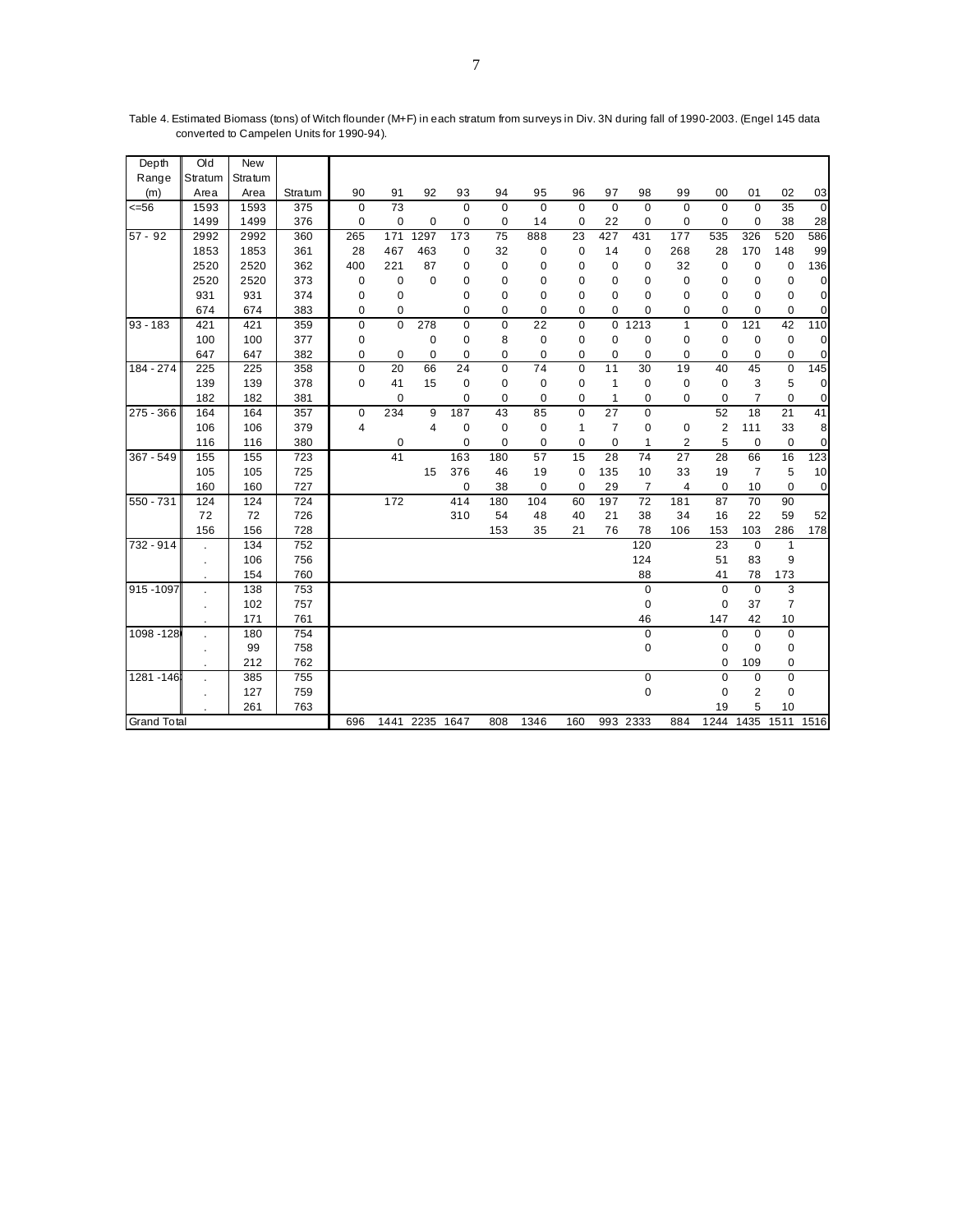Table 4. Estimated Biomass (tons) of Witch flounder (M+F) in each stratum from surveys in Div. 3N during fall of 1990-2003. (Engel 145 data converted to Campelen Units for 1990-94).

| Depth Range (m) | Old Stratum Area | New Stratum Area | Stratum | 90 | 91 | 92 | 93 | 94 | 95 | 96 | 97 | 98 | 99 | 00 | 01 | 02 | 03 |
|---|---|---|---|---|---|---|---|---|---|---|---|---|---|---|---|---|---|
| <=56 | 1593 | 1593 | 375 | 0 | 73 | | 0 | 0 | 0 | 0 | 0 | 0 | 0 | 0 | 0 | 35 | 0 |
| | 1499 | 1499 | 376 | 0 | 0 | 0 | 0 | 0 | 14 | 0 | 22 | 0 | 0 | 0 | 0 | 38 | 28 |
| 57 - 92 | 2992 | 2992 | 360 | 265 | 171 | 1297 | 173 | 75 | 888 | 23 | 427 | 431 | 177 | 535 | 326 | 520 | 586 |
| | 1853 | 1853 | 361 | 28 | 467 | 463 | 0 | 32 | 0 | 0 | 14 | 0 | 268 | 28 | 170 | 148 | 99 |
| | 2520 | 2520 | 362 | 400 | 221 | 87 | 0 | 0 | 0 | 0 | 0 | 0 | 32 | 0 | 0 | 0 | 136 |
| | 2520 | 2520 | 373 | 0 | 0 | 0 | 0 | 0 | 0 | 0 | 0 | 0 | 0 | 0 | 0 | 0 | 0 |
| | 931 | 931 | 374 | 0 | 0 | | 0 | 0 | 0 | 0 | 0 | 0 | 0 | 0 | 0 | 0 | 0 |
| | 674 | 674 | 383 | 0 | 0 | | 0 | 0 | 0 | 0 | 0 | 0 | 0 | 0 | 0 | 0 | 0 |
| 93 - 183 | 421 | 421 | 359 | 0 | 0 | 278 | 0 | 0 | 22 | 0 | 0 | 1213 | 1 | 0 | 121 | 42 | 110 |
| | 100 | 100 | 377 | 0 | | 0 | 0 | 8 | 0 | 0 | 0 | 0 | 0 | 0 | 0 | 0 | 0 |
| | 647 | 647 | 382 | 0 | 0 | 0 | 0 | 0 | 0 | 0 | 0 | 0 | 0 | 0 | 0 | 0 | 0 |
| 184 - 274 | 225 | 225 | 358 | 0 | 20 | 66 | 24 | 0 | 74 | 0 | 11 | 30 | 19 | 40 | 45 | 0 | 145 |
| | 139 | 139 | 378 | 0 | 41 | 15 | 0 | 0 | 0 | 0 | 1 | 0 | 0 | 0 | 3 | 5 | 0 |
| | 182 | 182 | 381 | | 0 | | 0 | 0 | 0 | 0 | 1 | 0 | 0 | 0 | 7 | 0 | 0 |
| 275 - 366 | 164 | 164 | 357 | 0 | 234 | 9 | 187 | 43 | 85 | 0 | 27 | 0 | | 52 | 18 | 21 | 41 |
| | 106 | 106 | 379 | 4 | | 4 | 0 | 0 | 0 | 1 | 7 | 0 | 0 | 2 | 111 | 33 | 8 |
| | 116 | 116 | 380 | | 0 | | 0 | 0 | 0 | 0 | 0 | 1 | 2 | 5 | 0 | 0 | 0 |
| 367 - 549 | 155 | 155 | 723 | | 41 | | 163 | 180 | 57 | 15 | 28 | 74 | 27 | 28 | 66 | 16 | 123 |
| | 105 | 105 | 725 | | | 15 | 376 | 46 | 19 | 0 | 135 | 10 | 33 | 19 | 7 | 5 | 10 |
| | 160 | 160 | 727 | | | | 0 | 38 | 0 | 0 | 29 | 7 | 4 | 0 | 10 | 0 | 0 |
| 550 - 731 | 124 | 124 | 724 | | 172 | | 414 | 180 | 104 | 60 | 197 | 72 | 181 | 87 | 70 | 90 | |
| | 72 | 72 | 726 | | | | 310 | 54 | 48 | 40 | 21 | 38 | 34 | 16 | 22 | 59 | 52 |
| | 156 | 156 | 728 | | | | | 153 | 35 | 21 | 76 | 78 | 106 | 153 | 103 | 286 | 178 |
| 732 - 914 | . | 134 | 752 | | | | | | | | | 120 | | 23 | 0 | 1 | |
| | . | 106 | 756 | | | | | | | | | 124 | | 51 | 83 | 9 | |
| | . | 154 | 760 | | | | | | | | | 88 | | 41 | 78 | 173 | |
| 915 -1097 | . | 138 | 753 | | | | | | | | | 0 | | 0 | 0 | 3 | |
| | . | 102 | 757 | | | | | | | | | 0 | | 0 | 37 | 7 | |
| | . | 171 | 761 | | | | | | | | | 46 | | 147 | 42 | 10 | |
| 1098 -128 | . | 180 | 754 | | | | | | | | | 0 | | 0 | 0 | 0 | |
| | . | 99 | 758 | | | | | | | | | 0 | | 0 | 0 | 0 | |
| | . | 212 | 762 | | | | | | | | | | | 0 | 109 | 0 | |
| 1281 -146 | . | 385 | 755 | | | | | | | | | 0 | | 0 | 0 | 0 | |
| | . | 127 | 759 | | | | | | | | | 0 | | 0 | 2 | 0 | |
| | . | 261 | 763 | | | | | | | | | | | 19 | 5 | 10 | |
| Grand Total | | | | 696 | 1441 | 2235 | 1647 | 808 | 1346 | 160 | 993 | 2333 | 884 | 1244 | 1435 | 1511 | 1516 |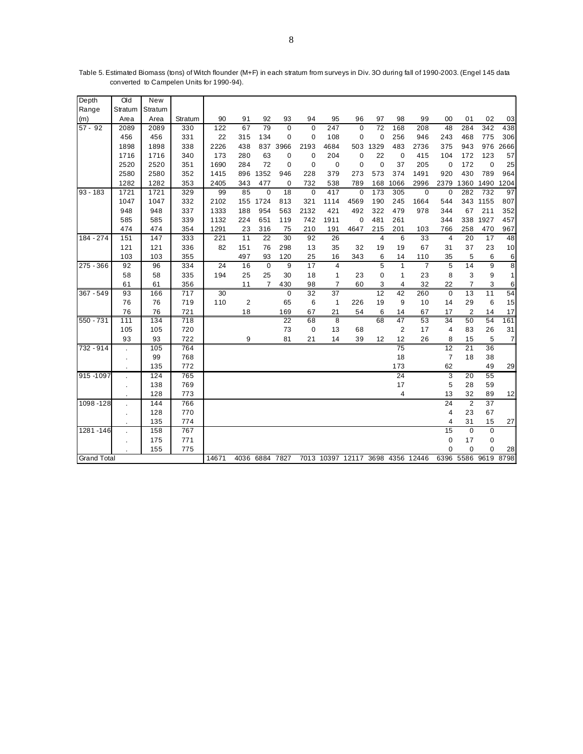Table 5. Estimated Biomass (tons) of Witch flounder (M+F) in each stratum from surveys in Div. 3O during fall of 1990-2003. (Engel 145 data converted to Campelen Units for 1990-94).

| Depth Range (m) | Old Stratum Area | New Stratum Area | Stratum | 90 | 91 | 92 | 93 | 94 | 95 | 96 | 97 | 98 | 99 | 00 | 01 | 02 | 03 |
|---|---|---|---|---|---|---|---|---|---|---|---|---|---|---|---|---|---|
| 57 - 92 | 2089 | 2089 | 330 | 122 | 67 | 79 | 0 | 0 | 247 | 0 | 72 | 168 | 208 | 48 | 284 | 342 | 438 |
| | 456 | 456 | 331 | 22 | 315 | 134 | 0 | 0 | 108 | 0 | 0 | 256 | 946 | 243 | 468 | 775 | 306 |
| | 1898 | 1898 | 338 | 2226 | 438 | 837 | 3966 | 2193 | 4684 | 503 | 1329 | 483 | 2736 | 375 | 943 | 976 | 2666 |
| | 1716 | 1716 | 340 | 173 | 280 | 63 | 0 | 0 | 204 | 0 | 22 | 0 | 415 | 104 | 172 | 123 | 57 |
| | 2520 | 2520 | 351 | 1690 | 284 | 72 | 0 | 0 | 0 | 0 | 0 | 37 | 205 | 0 | 172 | 0 | 25 |
| | 2580 | 2580 | 352 | 1415 | 896 | 1352 | 946 | 228 | 379 | 273 | 573 | 374 | 1491 | 920 | 430 | 789 | 964 |
| | 1282 | 1282 | 353 | 2405 | 343 | 477 | 0 | 732 | 538 | 789 | 168 | 1066 | 2996 | 2379 | 1360 | 1490 | 1204 |
| 93 - 183 | 1721 | 1721 | 329 | 99 | 85 | 0 | 18 | 0 | 417 | 0 | 173 | 305 | 0 | 0 | 282 | 732 | 97 |
| | 1047 | 1047 | 332 | 2102 | 155 | 1724 | 813 | 321 | 1114 | 4569 | 190 | 245 | 1664 | 544 | 343 | 1155 | 807 |
| | 948 | 948 | 337 | 1333 | 188 | 954 | 563 | 2132 | 421 | 492 | 322 | 479 | 978 | 344 | 67 | 211 | 352 |
| | 585 | 585 | 339 | 1132 | 224 | 651 | 119 | 742 | 1911 | 0 | 481 | 261 | | 344 | 338 | 1927 | 457 |
| | 474 | 474 | 354 | 1291 | 23 | 316 | 75 | 210 | 191 | 4647 | 215 | 201 | 103 | 766 | 258 | 470 | 967 |
| 184 - 274 | 151 | 147 | 333 | 221 | 11 | 22 | 30 | 92 | 26 | | 4 | 6 | 33 | 4 | 20 | 17 | 48 |
| | 121 | 121 | 336 | 82 | 151 | 76 | 298 | 13 | 35 | 32 | 19 | 19 | 67 | 31 | 37 | 23 | 10 |
| | 103 | 103 | 355 | | 497 | 93 | 120 | 25 | 16 | 343 | 6 | 14 | 110 | 35 | 5 | 6 | 6 |
| 275 - 366 | 92 | 96 | 334 | 24 | 16 | 0 | 9 | 17 | 4 | | 5 | 1 | 7 | 5 | 14 | 9 | 8 |
| | 58 | 58 | 335 | 194 | 25 | 25 | 30 | 18 | 1 | 23 | 0 | 1 | 23 | 8 | 3 | 9 | 1 |
| | 61 | 61 | 356 | | 11 | 7 | 430 | 98 | 7 | 60 | 3 | 4 | 32 | 22 | 7 | 3 | 6 |
| 367 - 549 | 93 | 166 | 717 | 30 | | | 0 | 32 | 37 | | 12 | 42 | 260 | 0 | 13 | 11 | 54 |
| | 76 | 76 | 719 | 110 | 2 | | 65 | 6 | 1 | 226 | 19 | 9 | 10 | 14 | 29 | 6 | 15 |
| | 76 | 76 | 721 | | 18 | | 169 | 67 | 21 | 54 | 6 | 14 | 67 | 17 | 2 | 14 | 17 |
| 550 - 731 | 111 | 134 | 718 | | | | 22 | 68 | 8 | | 68 | 47 | 53 | 34 | 50 | 54 | 161 |
| | 105 | 105 | 720 | | | | 73 | 0 | 13 | 68 | | 2 | 17 | 4 | 83 | 26 | 31 |
| | 93 | 93 | 722 | | 9 | | 81 | 21 | 14 | 39 | 12 | 12 | 26 | 8 | 15 | 5 | 7 |
| 732 - 914 | . | 105 | 764 | | | | | | | | | 75 | | 12 | 21 | 36 | |
| | . | 99 | 768 | | | | | | | | | 18 | | 7 | 18 | 38 | |
| | . | 135 | 772 | | | | | | | | | 173 | | 62 | | 49 | 29 |
| 915 -1097 | . | 124 | 765 | | | | | | | | | 24 | | 3 | 20 | 55 | |
| | . | 138 | 769 | | | | | | | | | 17 | | 5 | 28 | 59 | |
| | . | 128 | 773 | | | | | | | | | 4 | | 13 | 32 | 89 | 12 |
| 1098 -128 | . | 144 | 766 | | | | | | | | | | | 24 | 2 | 37 | |
| | . | 128 | 770 | | | | | | | | | | | 4 | 23 | 67 | |
| | . | 135 | 774 | | | | | | | | | | | 4 | 31 | 15 | 27 |
| 1281 -146 | . | 158 | 767 | | | | | | | | | | | 15 | 0 | 0 | |
| | . | 175 | 771 | | | | | | | | | | | 0 | 17 | 0 | |
| | . | 155 | 775 | | | | | | | | | | | 0 | 0 | 0 | 28 |
| Grand Total | | | | 14671 | 4036 | 6884 | 7827 | 7013 | 10397 | 12117 | 3698 | 4356 | 12446 | 6396 | 5586 | 9619 | 8798 |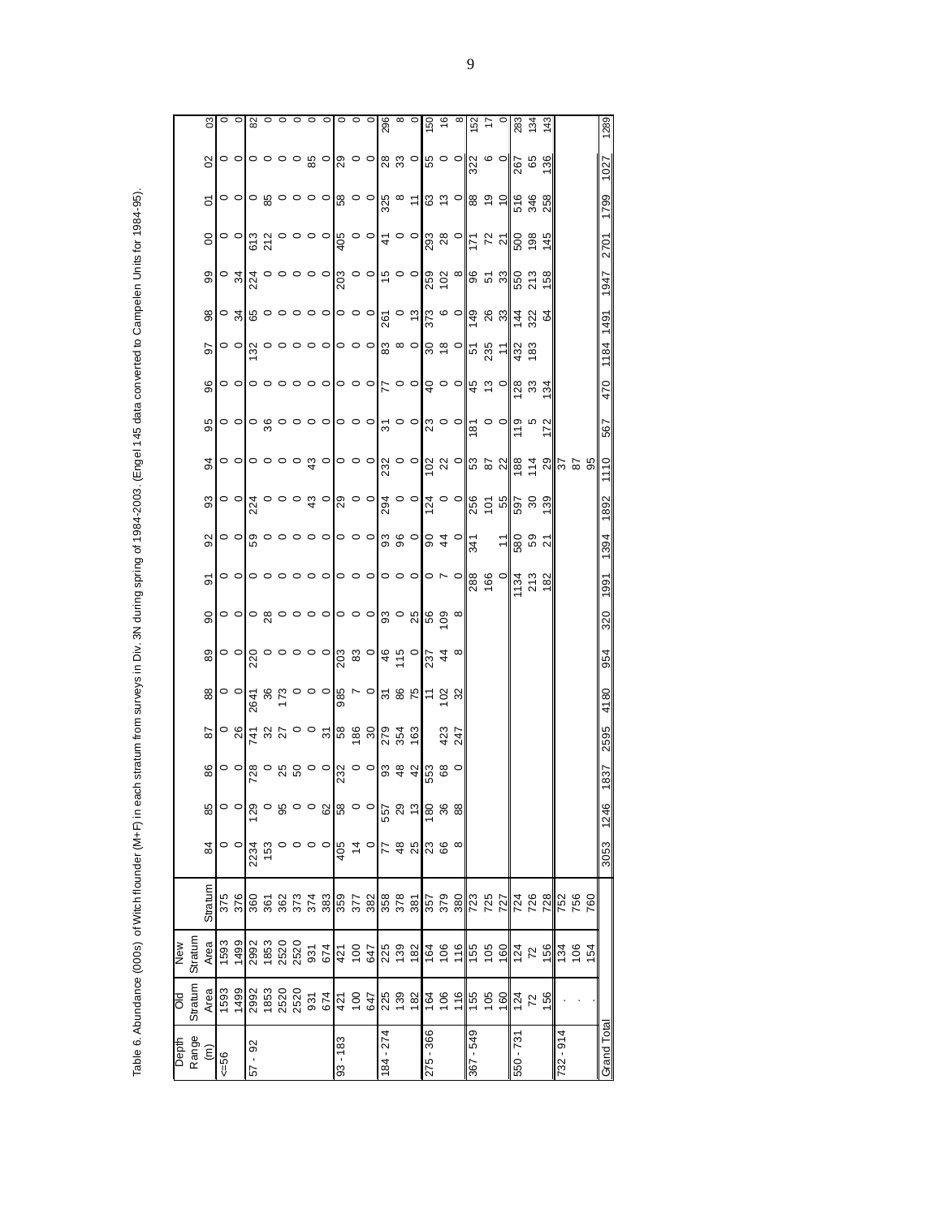Table 6. Abundance (000s) of Witch flounder (M+F) in each stratum from surveys in Div. 3N during spring of 1984-2003. (Engel 145 data converted to Campelen Units for 1984-95).

| Depth Range (m) | Old Stratum Area | New Stratum Area | Stratum | 84 | 85 | 86 | 87 | 88 | 89 | 90 | 91 | 92 | 93 | 94 | 95 | 96 | 97 | 98 | 99 | 00 | 01 | 02 | 03 |
|---|---|---|---|---|---|---|---|---|---|---|---|---|---|---|---|---|---|---|---|---|---|---|---|
| <=56 | 1593 | 1593 | 375 | 0 | 0 | 0 | 0 | 0 | 0 | 0 | 0 | 0 | 0 | 0 | 0 | 0 | 0 | 0 | 0 | 0 | 0 | 0 | 0 |
| | 1499 | 1499 | 376 | 0 | 0 | 0 | 26 | 0 | 0 | 0 | 0 | 0 | 0 | 0 | 0 | 0 | 0 | 34 | 34 | 0 | 0 | 0 | 0 |
| 57 - 92 | 2992 | 2992 | 360 | 2234 | 129 | 728 | 741 | 2641 | 220 | 0 | 0 | 59 | 224 | 0 | 0 | 0 | 132 | 65 | 224 | 613 | 0 | 0 | 82 |
| | 1853 | 1853 | 361 | 153 | 0 | 0 | 32 | 36 | 0 | 28 | 0 | 0 | 0 | 0 | 36 | 0 | 0 | 0 | 0 | 212 | 85 | 0 | 0 |
| | 2520 | 2520 | 362 | 0 | 95 | 25 | 27 | 173 | 0 | 0 | 0 | 0 | 0 | 0 | 0 | 0 | 0 | 0 | 0 | 0 | 0 | 0 | 0 |
| | 2520 | 2520 | 373 | 0 | 0 | 50 | 0 | 0 | 0 | 0 | 0 | 0 | 0 | 0 | 0 | 0 | 0 | 0 | 0 | 0 | 0 | 0 | 0 |
| | 931 | 931 | 374 | 0 | 0 | 0 | 0 | 0 | 0 | 0 | 0 | 0 | 43 | 43 | 0 | 0 | 0 | 0 | 0 | 0 | 0 | 85 | 0 |
| | 674 | 674 | 383 | 0 | 62 | 0 | 31 | 0 | 0 | 0 | 0 | 0 | 0 | 0 | 0 | 0 | 0 | 0 | 0 | 0 | 0 | 0 | 0 |
| 93 - 183 | 421 | 421 | 359 | 405 | 58 | 232 | 58 | 985 | 203 | 0 | 0 | 0 | 29 | 0 | 0 | 0 | 0 | 0 | 203 | 405 | 58 | 29 | 0 |
| | 100 | 100 | 377 | 14 | 0 | 0 | 186 | 7 | 83 | 0 | 0 | 0 | 0 | 0 | 0 | 0 | 0 | 0 | 0 | 0 | 0 | 0 | 0 |
| | 647 | 647 | 382 | 0 | 0 | 0 | 30 | 0 | 0 | 0 | 0 | 0 | 0 | 0 | 0 | 0 | 0 | 0 | 0 | 0 | 0 | 0 | 0 |
| 184 - 274 | 225 | 225 | 358 | 77 | 557 | 93 | 279 | 31 | 46 | 93 | 0 | 93 | 294 | 232 | 31 | 77 | 83 | 261 | 15 | 41 | 325 | 28 | 296 |
| | 139 | 139 | 378 | 48 | 29 | 48 | 354 | 86 | 115 | 0 | 0 | 96 | 0 | 0 | 0 | 0 | 8 | 0 | 0 | 0 | 8 | 33 | 8 |
| | 182 | 182 | 381 | 25 | 13 | 42 | 163 | 75 | 0 | 25 | 0 | 0 | 0 | 0 | 0 | 0 | 0 | 13 | 0 | 0 | 11 | 0 | 0 |
| 275 - 366 | 164 | 164 | 357 | 23 | 180 | 553 | | 11 | 237 | 56 | 0 | 90 | 124 | 102 | 23 | 40 | 30 | 373 | 259 | 293 | 63 | 55 | 150 |
| | 106 | 106 | 379 | 66 | 36 | 68 | 423 | 102 | 44 | 109 | 7 | 44 | 0 | 22 | 0 | 0 | 18 | 6 | 102 | 28 | 13 | 0 | 16 |
| | 116 | 116 | 380 | 8 | 88 | 0 | 247 | 32 | 8 | 8 | 0 | 0 | 0 | 0 | 0 | 0 | 0 | 0 | 8 | 0 | 0 | 0 | 8 |
| 367 - 549 | 155 | 155 | 723 | | | | | | | | 288 | 341 | 256 | 53 | 181 | 45 | 51 | 149 | 96 | 171 | 88 | 322 | 152 |
| | 105 | 105 | 725 | | | | | | | | 166 | | 101 | 87 | 0 | 13 | 235 | 26 | 51 | 72 | 19 | 6 | 17 |
| | 160 | 160 | 727 | | | | | | | | 0 | 11 | 55 | 22 | 0 | 0 | 11 | 33 | 33 | 21 | 10 | 0 | 0 |
| 550 - 731 | 124 | 124 | 724 | | | | | | | | 1134 | 580 | 597 | 188 | 119 | 128 | 432 | 144 | 550 | 500 | 516 | 267 | 283 |
| | 72 | 72 | 726 | | | | | | | | 213 | 59 | 30 | 114 | 5 | 33 | 183 | 322 | 213 | 198 | 346 | 65 | 134 |
| | 156 | 156 | 728 | | | | | | | | 182 | 21 | 139 | 29 | 172 | 134 | | 64 | 158 | 145 | 258 | 136 | 143 |
| 732 - 914 | . | 134 | 752 | | | | | | | | | | | 37 | | | | | | | | | |
| | . | 106 | 756 | | | | | | | | | | | 87 | | | | | | | | | |
| | . | 154 | 760 | | | | | | | | | | | 95 | | | | | | | | | |
| Grand Total | | | | 3053 | 1246 | 1837 | 2595 | 4180 | 954 | 320 | 1991 | 1394 | 1892 | 1110 | 567 | 470 | 1184 | 1491 | 1947 | 2701 | 1799 | 1027 | 1289 |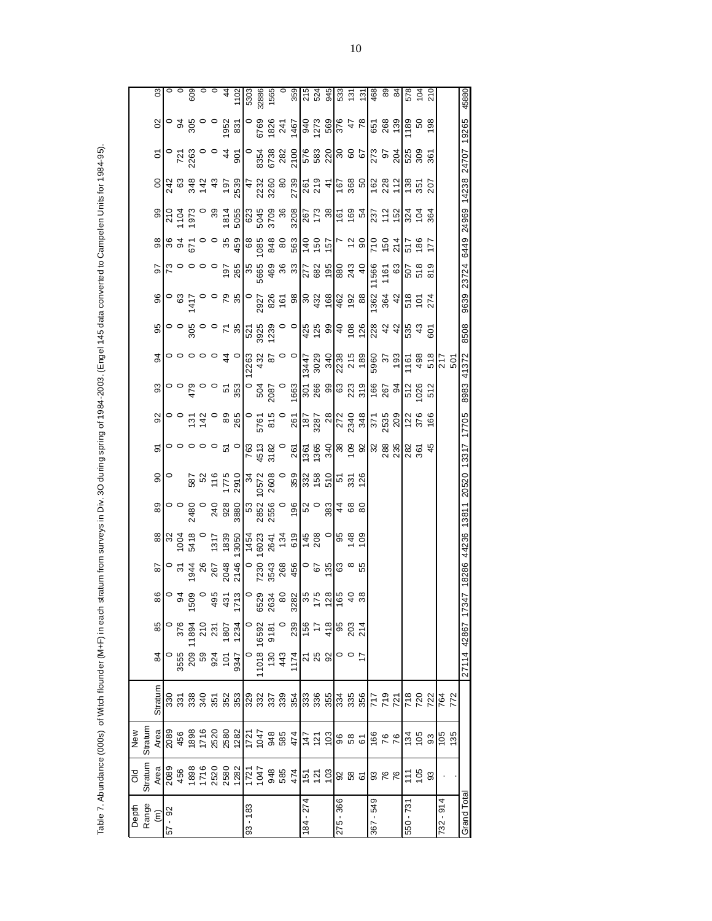Table 7. Abundance (000s) of Witch flounder (M+F) in each stratum from surveys in Div. 3O during spring of 1984-2003. (Engel 145 data converted to Campelen Units for 1984-95).

| Depth Range (m) | Old Stratum Area | New Stratum Area | Stratum | 84 | 85 | 86 | 87 | 88 | 89 | 90 | 91 | 92 | 93 | 94 | 95 | 96 | 97 | 98 | 99 | 00 | 01 | 02 | 03 |
|---|---|---|---|---|---|---|---|---|---|---|---|---|---|---|---|---|---|---|---|---|---|---|---|
| 57 - 92 | 2089 | 2089 | 330 | 0 | 0 | 0 | 0 | 32 | 0 | 0 | 0 | 0 | 0 | 0 | 0 | 0 | 73 | 36 | 210 | 242 | 0 | 0 | 0 |
| | 456 | 456 | 331 | 3555 | 376 | 94 | 31 | 1004 | 0 | | 0 | 0 | 0 | 0 | 0 | 63 | 0 | 94 | 1104 | 63 | 721 | 94 | 0 |
| | 1898 | 1898 | 338 | 209 | 11894 | 1509 | 1944 | 5418 | 2480 | 587 | 0 | 131 | 479 | 0 | 305 | 1417 | 0 | 671 | 1973 | 348 | 2263 | 305 | 609 |
| | 1716 | 1716 | 340 | 59 | 210 | 0 | 26 | 0 | 0 | 52 | 0 | 142 | 0 | 0 | 0 | 0 | 0 | 0 | 0 | 142 | 0 | 0 | 0 |
| | 2520 | 2520 | 351 | 924 | 231 | 495 | 267 | 1317 | 240 | 116 | 0 | 0 | 0 | 0 | 0 | 0 | 0 | 0 | 39 | 43 | 0 | 0 | 0 |
| | 2580 | 2580 | 352 | 101 | 1807 | 431 | 2048 | 1839 | 928 | 1775 | 51 | 89 | 51 | 44 | 71 | 79 | 197 | 35 | 1814 | 197 | 44 | 1952 | 44 |
| | 1282 | 1282 | 353 | 9347 | 1234 | 1713 | 2146 | 13050 | 3880 | 2910 | 0 | 265 | 353 | 0 | 35 | 35 | 265 | 459 | 5055 | 2539 | 901 | 831 | 1102 |
| 93 - 183 | 1721 | 1721 | 329 | 0 | 0 | 0 | 0 | 1454 | 53 | 34 | 763 | 0 | 0 | 12263 | 521 | 0 | 35 | 68 | 623 | 47 | 0 | 0 | 5303 |
| | 1047 | 1047 | 332 | 11018 | 16592 | 6529 | 7230 | 16023 | 2852 | 10572 | 4513 | 5761 | 504 | 432 | 3925 | 2927 | 5665 | 1085 | 5045 | 2232 | 8354 | 6769 | 32886 |
| | 948 | 948 | 337 | 130 | 9181 | 2634 | 3543 | 2641 | 2556 | 2608 | 3182 | 815 | 2087 | 87 | 1239 | 826 | 469 | 848 | 3709 | 3260 | 6738 | 1826 | 1565 |
| | 585 | 585 | 339 | 443 | 0 | 80 | 268 | 134 | 0 | 0 | 0 | 0 | 0 | 0 | 0 | 161 | 36 | 80 | 36 | 80 | 282 | 241 | 0 |
| | 474 | 474 | 354 | 1174 | 239 | 3282 | 456 | 619 | 196 | 359 | 261 | 261 | 1663 | 0 | 0 | 98 | 33 | 563 | 3208 | 2739 | 2100 | 1467 | 359 |
| 184 - 274 | 151 | 147 | 333 | 21 | 156 | 35 | 0 | 145 | 52 | 332 | 1361 | 187 | 301 | 13447 | 425 | 30 | 277 | 140 | 267 | 261 | 576 | 940 | 215 |
| | 121 | 121 | 336 | 25 | 17 | 175 | 67 | 208 | 0 | 158 | 1365 | 3287 | 266 | 3029 | 125 | 432 | 682 | 150 | 173 | 219 | 583 | 1273 | 524 |
| | 103 | 103 | 355 | 92 | 418 | 128 | 135 | 0 | 383 | 510 | 340 | 28 | 99 | 340 | 99 | 168 | 195 | 157 | 38 | 41 | 220 | 569 | 945 |
| 275 - 366 | 92 | 96 | 334 | 0 | 95 | 165 | 63 | 95 | 44 | 51 | 38 | 272 | 63 | 2238 | 40 | 462 | 880 | 7 | 161 | 167 | 30 | 376 | 533 |
| | 58 | 58 | 335 | 0 | 203 | 40 | 8 | 148 | 68 | 331 | 109 | 2340 | 223 | 215 | 108 | 192 | 243 | 12 | 169 | 368 | 60 | 47 | 131 |
| | 61 | 61 | 356 | 17 | 214 | 38 | 55 | 109 | 80 | 126 | 92 | 348 | 319 | 189 | 126 | 88 | 40 | 90 | 54 | 50 | 67 | 78 | 131 |
| 367 - 549 | 93 | 166 | 717 | | | | | | | | 32 | 371 | 166 | 5960 | 228 | 1362 | 11566 | 710 | 237 | 162 | 273 | 651 | 468 |
| | 76 | 76 | 719 | | | | | | | | 288 | 2535 | 267 | 37 | 42 | 364 | 1161 | 150 | 112 | 228 | 97 | 268 | 89 |
| | 76 | 76 | 721 | | | | | | | | 235 | 209 | 94 | 193 | 42 | 42 | 63 | 214 | 152 | 112 | 204 | 139 | 84 |
| 550 - 731 | 111 | 134 | 718 | | | | | | | | 282 | 122 | 512 | 1161 | 535 | 518 | 507 | 517 | 324 | 138 | 525 | 1189 | 578 |
| | 105 | 105 | 720 | | | | | | | | 361 | 376 | 1026 | 498 | 43 | 101 | 518 | 186 | 104 | 351 | 309 | 50 | 104 |
| | 93 | 93 | 722 | | | | | | | | 45 | 166 | 512 | 518 | 601 | 274 | 819 | 177 | 364 | 207 | 361 | 198 | 210 |
| 732 - 914 | . | 105 | 764 | | | | | | | | | | | 217 | | | | | | | | | |
| | . | 135 | 772 | | | | | | | | | | | 501 | | | | | | | | | |
| Grand Total | | | | 27114 | 42867 | 17347 | 18286 | 44236 | 13811 | 20520 | 13317 | 17705 | 8983 | 41372 | 8508 | 9639 | 23724 | 6449 | 24969 | 14238 | 24707 | 19265 | 45880 |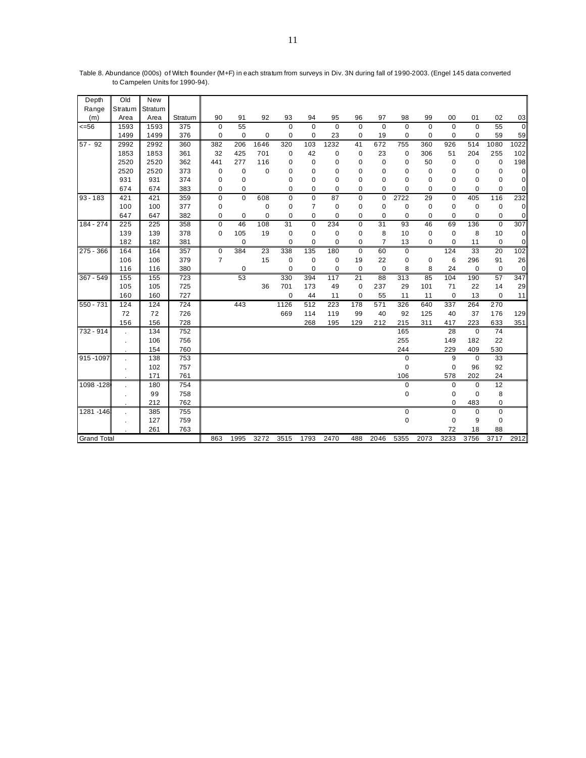Table 8. Abundance (000s) of Witch flounder (M+F) in each stratum from surveys in Div. 3N during fall of 1990-2003. (Engel 145 data converted to Campelen Units for 1990-94).

| Depth Range (m) | Old Stratum Area | New Stratum Area | Stratum | 90 | 91 | 92 | 93 | 94 | 95 | 96 | 97 | 98 | 99 | 00 | 01 | 02 | 03 |
|---|---|---|---|---|---|---|---|---|---|---|---|---|---|---|---|---|---|
| <=56 | 1593 | 1593 | 375 | 0 | 55 | | 0 | 0 | 0 | 0 | 0 | 0 | 0 | 0 | 0 | 55 | 0 |
| | 1499 | 1499 | 376 | 0 | 0 | 0 | 0 | 0 | 23 | 0 | 19 | 0 | 0 | 0 | 0 | 59 | 59 |
| 57 - 92 | 2992 | 2992 | 360 | 382 | 206 | 1646 | 320 | 103 | 1232 | 41 | 672 | 755 | 360 | 926 | 514 | 1080 | 1022 |
| | 1853 | 1853 | 361 | 32 | 425 | 701 | 0 | 42 | 0 | 0 | 23 | 0 | 306 | 51 | 204 | 255 | 102 |
| | 2520 | 2520 | 362 | 441 | 277 | 116 | 0 | 0 | 0 | 0 | 0 | 0 | 50 | 0 | 0 | 0 | 198 |
| | 2520 | 2520 | 373 | 0 | 0 | 0 | 0 | 0 | 0 | 0 | 0 | 0 | 0 | 0 | 0 | 0 | 0 |
| | 931 | 931 | 374 | 0 | 0 | | 0 | 0 | 0 | 0 | 0 | 0 | 0 | 0 | 0 | 0 | 0 |
| | 674 | 674 | 383 | 0 | 0 | | 0 | 0 | 0 | 0 | 0 | 0 | 0 | 0 | 0 | 0 | 0 |
| 93 - 183 | 421 | 421 | 359 | 0 | 0 | 608 | 0 | 0 | 87 | 0 | 0 | 2722 | 29 | 0 | 405 | 116 | 232 |
| | 100 | 100 | 377 | 0 | | 0 | 0 | 7 | 0 | 0 | 0 | 0 | 0 | 0 | 0 | 0 | 0 |
| | 647 | 647 | 382 | 0 | 0 | 0 | 0 | 0 | 0 | 0 | 0 | 0 | 0 | 0 | 0 | 0 | 0 |
| 184 - 274 | 225 | 225 | 358 | 0 | 46 | 108 | 31 | 0 | 234 | 0 | 31 | 93 | 46 | 69 | 136 | 0 | 307 |
| | 139 | 139 | 378 | 0 | 105 | 19 | 0 | 0 | 0 | 0 | 8 | 10 | 0 | 0 | 8 | 10 | 0 |
| | 182 | 182 | 381 | | 0 | | 0 | 0 | 0 | 0 | 7 | 13 | 0 | 0 | 11 | 0 | 0 |
| 275 - 366 | 164 | 164 | 357 | 0 | 384 | 23 | 338 | 135 | 180 | 0 | 60 | 0 | | 124 | 33 | 20 | 102 |
| | 106 | 106 | 379 | 7 | | 15 | 0 | 0 | 0 | 19 | 22 | 0 | 0 | 6 | 296 | 91 | 26 |
| | 116 | 116 | 380 | | 0 | | 0 | 0 | 0 | 0 | 0 | 8 | 8 | 24 | 0 | 0 | 0 |
| 367 - 549 | 155 | 155 | 723 | | 53 | | 330 | 394 | 117 | 21 | 88 | 313 | 85 | 104 | 190 | 57 | 347 |
| | 105 | 105 | 725 | | | 36 | 701 | 173 | 49 | 0 | 237 | 29 | 101 | 71 | 22 | 14 | 29 |
| | 160 | 160 | 727 | | | | 0 | 44 | 11 | 0 | 55 | 11 | 11 | 0 | 13 | 0 | 11 |
| 550 - 731 | 124 | 124 | 724 | | 443 | | 1126 | 512 | 223 | 178 | 571 | 326 | 640 | 337 | 264 | 270 | |
| | 72 | 72 | 726 | | | | 669 | 114 | 119 | 99 | 40 | 92 | 125 | 40 | 37 | 176 | 129 |
| | 156 | 156 | 728 | | | | | 268 | 195 | 129 | 212 | 215 | 311 | 417 | 223 | 633 | 351 |
| 732 - 914 | . | 134 | 752 | | | | | | | | | 165 | | 28 | 0 | 74 | |
| | . | 106 | 756 | | | | | | | | | 255 | | 149 | 182 | 22 | |
| | . | 154 | 760 | | | | | | | | | 244 | | 229 | 409 | 530 | |
| 915 -1097 | . | 138 | 753 | | | | | | | | | 0 | | 9 | 0 | 33 | |
| | . | 102 | 757 | | | | | | | | | 0 | | 0 | 96 | 92 | |
| | . | 171 | 761 | | | | | | | | | 106 | | 578 | 202 | 24 | |
| 1098 -128 | . | 180 | 754 | | | | | | | | | 0 | | 0 | 0 | 12 | |
| | . | 99 | 758 | | | | | | | | | 0 | | 0 | 0 | 8 | |
| | . | 212 | 762 | | | | | | | | | | | 0 | 483 | 0 | |
| 1281 -146 | . | 385 | 755 | | | | | | | | | 0 | | 0 | 0 | 0 | |
| | . | 127 | 759 | | | | | | | | | 0 | | 0 | 9 | 0 | |
| | . | 261 | 763 | | | | | | | | | | | 72 | 18 | 88 | |
| Grand Total | | | | 863 | 1995 | 3272 | 3515 | 1793 | 2470 | 488 | 2046 | 5355 | 2073 | 3233 | 3756 | 3717 | 2912 |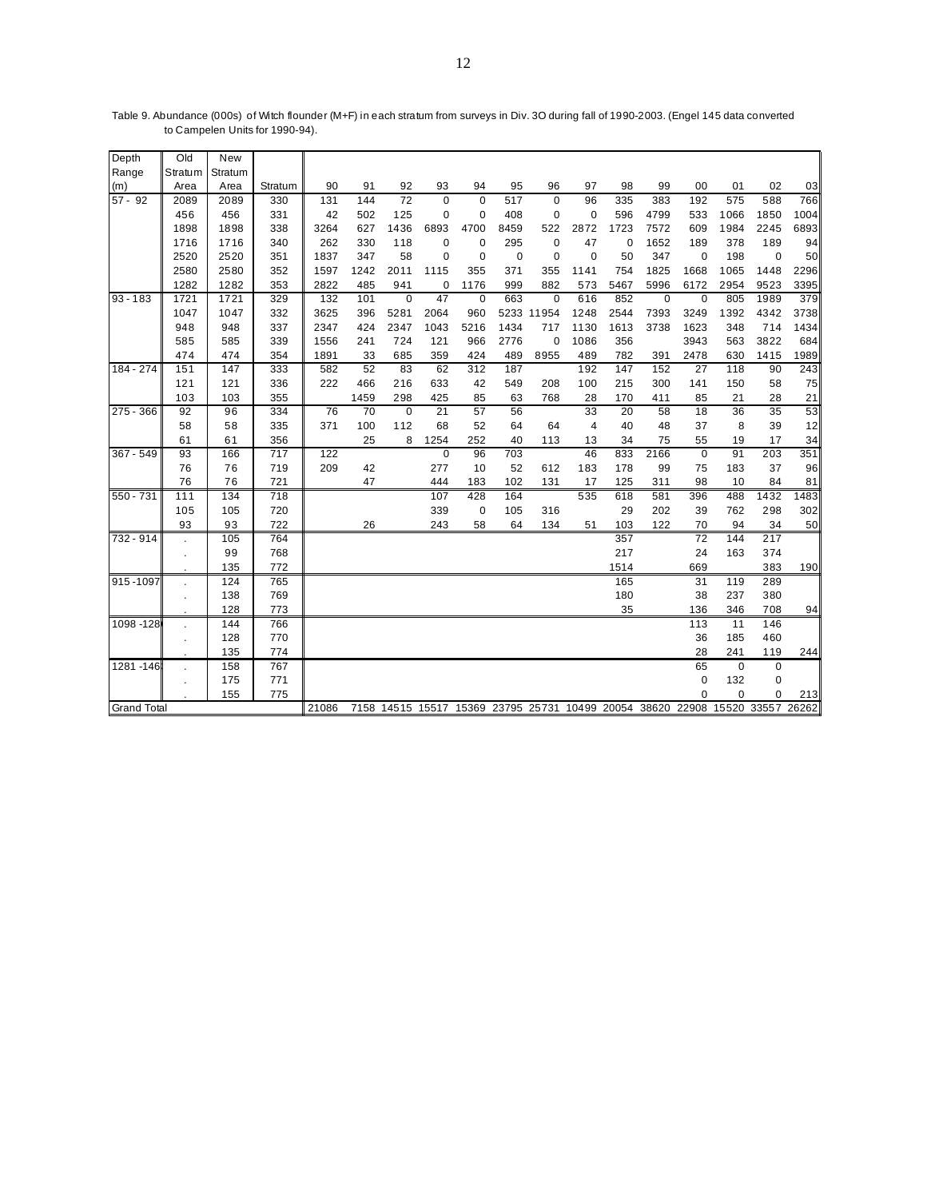Table 9. Abundance (000s) of Witch flounder (M+F) in each stratum from surveys in Div. 3O during fall of 1990-2003. (Engel 145 data converted to Campelen Units for 1990-94).

| Depth Range (m) | Old Stratum Area | New Stratum Area | Stratum | 90 | 91 | 92 | 93 | 94 | 95 | 96 | 97 | 98 | 99 | 00 | 01 | 02 | 03 |
|---|---|---|---|---|---|---|---|---|---|---|---|---|---|---|---|---|---|
| 57 - 92 | 2089 | 2089 | 330 | 131 | 144 | 72 | 0 | 0 | 517 | 0 | 96 | 335 | 383 | 192 | 575 | 588 | 766 |
| | 456 | 456 | 331 | 42 | 502 | 125 | 0 | 0 | 408 | 0 | 0 | 596 | 4799 | 533 | 1066 | 1850 | 1004 |
| | 1898 | 1898 | 338 | 3264 | 627 | 1436 | 6893 | 4700 | 8459 | 522 | 2872 | 1723 | 7572 | 609 | 1984 | 2245 | 6893 |
| | 1716 | 1716 | 340 | 262 | 330 | 118 | 0 | 0 | 295 | 0 | 47 | 0 | 1652 | 189 | 378 | 189 | 94 |
| | 2520 | 2520 | 351 | 1837 | 347 | 58 | 0 | 0 | 0 | 0 | 0 | 50 | 347 | 0 | 198 | 0 | 50 |
| | 2580 | 2580 | 352 | 1597 | 1242 | 2011 | 1115 | 355 | 371 | 355 | 1141 | 754 | 1825 | 1668 | 1065 | 1448 | 2296 |
| | 1282 | 1282 | 353 | 2822 | 485 | 941 | 0 | 1176 | 999 | 882 | 573 | 5467 | 5996 | 6172 | 2954 | 9523 | 3395 |
| 93 - 183 | 1721 | 1721 | 329 | 132 | 101 | 0 | 47 | 0 | 663 | 0 | 616 | 852 | 0 | 0 | 805 | 1989 | 379 |
| | 1047 | 1047 | 332 | 3625 | 396 | 5281 | 2064 | 960 | 5233 | 11954 | 1248 | 2544 | 7393 | 3249 | 1392 | 4342 | 3738 |
| | 948 | 948 | 337 | 2347 | 424 | 2347 | 1043 | 5216 | 1434 | 717 | 1130 | 1613 | 3738 | 1623 | 348 | 714 | 1434 |
| | 585 | 585 | 339 | 1556 | 241 | 724 | 121 | 966 | 2776 | 0 | 1086 | 356 | | 3943 | 563 | 3822 | 684 |
| | 474 | 474 | 354 | 1891 | 33 | 685 | 359 | 424 | 489 | 8955 | 489 | 782 | 391 | 2478 | 630 | 1415 | 1989 |
| 184 - 274 | 151 | 147 | 333 | 582 | 52 | 83 | 62 | 312 | 187 | | 192 | 147 | 152 | 27 | 118 | 90 | 243 |
| | 121 | 121 | 336 | 222 | 466 | 216 | 633 | 42 | 549 | 208 | 100 | 215 | 300 | 141 | 150 | 58 | 75 |
| | 103 | 103 | 355 | | 1459 | 298 | 425 | 85 | 63 | 768 | 28 | 170 | 411 | 85 | 21 | 28 | 21 |
| 275 - 366 | 92 | 96 | 334 | 76 | 70 | 0 | 21 | 57 | 56 | | 33 | 20 | 58 | 18 | 36 | 35 | 53 |
| | 58 | 58 | 335 | 371 | 100 | 112 | 68 | 52 | 64 | 64 | 4 | 40 | 48 | 37 | 8 | 39 | 12 |
| | 61 | 61 | 356 | | 25 | 8 | 1254 | 252 | 40 | 113 | 13 | 34 | 75 | 55 | 19 | 17 | 34 |
| 367 - 549 | 93 | 166 | 717 | 122 | | | 0 | 96 | 703 | | 46 | 833 | 2166 | 0 | 91 | 203 | 351 |
| | 76 | 76 | 719 | 209 | 42 | | 277 | 10 | 52 | 612 | 183 | 178 | 99 | 75 | 183 | 37 | 96 |
| | 76 | 76 | 721 | | 47 | | 444 | 183 | 102 | 131 | 17 | 125 | 311 | 98 | 10 | 84 | 81 |
| 550 - 731 | 111 | 134 | 718 | | | | 107 | 428 | 164 | | 535 | 618 | 581 | 396 | 488 | 1432 | 1483 |
| | 105 | 105 | 720 | | | | 339 | 0 | 105 | 316 | | 29 | 202 | 39 | 762 | 298 | 302 |
| | 93 | 93 | 722 | | 26 | | 243 | 58 | 64 | 134 | 51 | 103 | 122 | 70 | 94 | 34 | 50 |
| 732 - 914 | . | 105 | 764 | | | | | | | | | 357 | | 72 | 144 | 217 | |
| | . | 99 | 768 | | | | | | | | | 217 | | 24 | 163 | 374 | |
| | . | 135 | 772 | | | | | | | | | 1514 | | 669 | | 383 | 190 |
| 915 -1097 | . | 124 | 765 | | | | | | | | | 165 | | 31 | 119 | 289 | |
| | . | 138 | 769 | | | | | | | | | 180 | | 38 | 237 | 380 | |
| | . | 128 | 773 | | | | | | | | | 35 | | 136 | 346 | 708 | 94 |
| 1098 -128 | . | 144 | 766 | | | | | | | | | | | 113 | 11 | 146 | |
| | . | 128 | 770 | | | | | | | | | | | 36 | 185 | 460 | |
| | . | 135 | 774 | | | | | | | | | | | 28 | 241 | 119 | 244 |
| 1281 -146 | . | 158 | 767 | | | | | | | | | | | 65 | 0 | 0 | |
| | . | 175 | 771 | | | | | | | | | | | 0 | 132 | 0 | |
| | . | 155 | 775 | | | | | | | | | | | 0 | 0 | 0 | 213 |
| Grand Total | | | | 21086 | 7158 | 14515 | 15517 | 15369 | 23795 | 25731 | 10499 | 20054 | 38620 | 22908 | 15520 | 33557 | 26262 |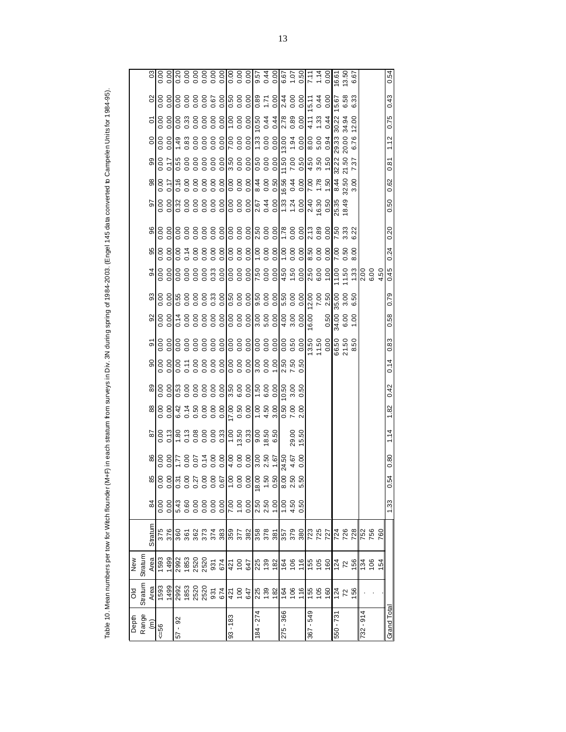Table 10. Mean numbers per tow for Witch flounder (M+F) in each stratum from surveys in Div. 3N during spring of 1984-2003. (Engel 145 data converted to Campelen Units for 1984-95).

| Depth Range (m) | Old Stratum Area | New Stratum Area | Stratum | 84 | 85 | 86 | 87 | 88 | 89 | 90 | 91 | 92 | 93 | 94 | 95 | 96 | 97 | 98 | 99 | 00 | 01 | 02 | 03 |
|---|---|---|---|---|---|---|---|---|---|---|---|---|---|---|---|---|---|---|---|---|---|---|---|
| <=56 | 1593 | 1593 | 375 | 0.00 | 0.00 | 0.00 | 0.00 | 0.00 | 0.00 | 0.00 | 0.00 | 0.00 | 0.00 | 0.00 | 0.00 | 0.00 | 0.00 | 0.00 | 0.00 | 0.00 | 0.00 | 0.00 | 0.00 |
| | 1499 | 1499 | 376 | 0.00 | 0.00 | 0.00 | 0.13 | 0.00 | 0.00 | 0.00 | 0.00 | 0.00 | 0.00 | 0.00 | 0.00 | 0.00 | 0.00 | 0.17 | 0.17 | 0.00 | 0.00 | 0.00 | 0.00 |
| 57 - 92 | 2992 | 2992 | 360 | 5.43 | 0.31 | 1.77 | 1.80 | 6.42 | 0.53 | 0.00 | 0.00 | 0.14 | 0.55 | 0.00 | 0.00 | 0.00 | 0.32 | 0.16 | 0.55 | 1.49 | 0.00 | 0.00 | 0.20 |
| | 1853 | 1853 | 361 | 0.60 | 0.00 | 0.00 | 0.13 | 0.14 | 0.00 | 0.11 | 0.00 | 0.00 | 0.00 | 0.00 | 0.14 | 0.00 | 0.00 | 0.00 | 0.00 | 0.83 | 0.33 | 0.00 | 0.00 |
| | 2520 | 2520 | 362 | 0.00 | 0.27 | 0.07 | 0.08 | 0.50 | 0.00 | 0.00 | 0.00 | 0.00 | 0.00 | 0.00 | 0.00 | 0.00 | 0.00 | 0.00 | 0.00 | 0.00 | 0.00 | 0.00 | 0.00 |
| | 2520 | 2520 | 373 | 0.00 | 0.00 | 0.14 | 0.00 | 0.00 | 0.00 | 0.00 | 0.00 | 0.00 | 0.00 | 0.00 | 0.00 | 0.00 | 0.00 | 0.00 | 0.00 | 0.00 | 0.00 | 0.00 | 0.00 |
| | 931 | 931 | 374 | 0.00 | 0.00 | 0.00 | 0.00 | 0.00 | 0.00 | 0.00 | 0.00 | 0.00 | 0.33 | 0.33 | 0.00 | 0.00 | 0.00 | 0.00 | 0.00 | 0.00 | 0.00 | 0.67 | 0.00 |
| | 674 | 674 | 383 | 0.00 | 0.67 | 0.00 | 0.33 | 0.00 | 0.00 | 0.00 | 0.00 | 0.00 | 0.00 | 0.00 | 0.00 | 0.00 | 0.00 | 0.00 | 0.00 | 0.00 | 0.00 | 0.00 | 0.00 |
| 93 - 183 | 421 | 421 | 359 | 7.00 | 1.00 | 4.00 | 1.00 | 17.00 | 3.50 | 0.00 | 0.00 | 0.00 | 0.50 | 0.00 | 0.00 | 0.00 | 0.00 | 0.00 | 3.50 | 7.00 | 1.00 | 0.50 | 0.00 |
| | 100 | 100 | 377 | 1.00 | 0.00 | 0.00 | 13.50 | 0.50 | 6.00 | 0.00 | 0.00 | 0.00 | 0.00 | 0.00 | 0.00 | 0.00 | 0.00 | 0.00 | 0.00 | 0.00 | 0.00 | 0.00 | 0.00 |
| | 647 | 647 | 382 | 0.00 | 0.00 | 0.00 | 0.33 | 0.00 | 0.00 | 0.00 | 0.00 | 0.00 | 0.00 | 0.00 | 0.00 | 0.00 | 0.00 | 0.00 | 0.00 | 0.00 | 0.00 | 0.00 | 0.00 |
| 184 - 274 | 225 | 225 | 358 | 2.50 | 18.00 | 3.00 | 9.00 | 1.00 | 1.50 | 3.00 | 0.00 | 3.00 | 9.50 | 7.50 | 1.00 | 2.50 | 2.67 | 8.44 | 0.50 | 1.33 | 10.50 | 0.89 | 9.57 |
| | 139 | 139 | 378 | 2.50 | 1.50 | 2.50 | 18.50 | 4.50 | 6.00 | 0.00 | 0.00 | 5.00 | 0.00 | 0.00 | 0.00 | 0.00 | 0.44 | 0.00 | 0.00 | 0.00 | 0.44 | 1.71 | 0.44 |
| | 182 | 182 | 381 | 1.00 | 0.50 | 1.67 | 6.50 | 3.00 | 0.00 | 1.00 | 0.00 | 0.00 | 0.00 | 0.00 | 0.00 | 0.00 | 0.00 | 0.50 | 0.00 | 0.00 | 0.44 | 0.00 | 0.00 |
| 275 - 366 | 164 | 164 | 357 | 1.00 | 8.00 | 24.50 | | 0.50 | 10.50 | 2.50 | 0.00 | 4.00 | 5.50 | 4.50 | 1.00 | 1.78 | 1.33 | 16.56 | 11.50 | 13.00 | 2.78 | 2.44 | 6.67 |
| | 106 | 106 | 379 | 4.50 | 2.50 | 4.67 | 29.00 | 7.00 | 3.00 | 7.50 | 0.50 | 3.00 | 0.00 | 1.50 | 0.00 | 0.00 | 1.24 | 0.44 | 7.00 | 1.94 | 0.89 | 0.00 | 1.07 |
| | 116 | 116 | 380 | 0.50 | 5.50 | 0.00 | 15.50 | 2.00 | 0.50 | 0.50 | 0.00 | 0.00 | 0.00 | 0.00 | 0.00 | 0.00 | 0.00 | 0.00 | 0.50 | 0.00 | 0.00 | 0.00 | 0.50 |
| 367 - 549 | 155 | 155 | 723 | | | | | | | | 13.50 | 16.00 | 12.00 | 2.50 | 8.50 | 2.13 | 2.40 | 7.00 | 4.50 | 8.00 | 4.11 | 15.11 | 7.11 |
| | 105 | 105 | 725 | | | | | | | | 11.50 | | 7.00 | 6.00 | 0.00 | 0.89 | 16.30 | 1.78 | 3.50 | 5.00 | 1.33 | 0.44 | 1.14 |
| | 160 | 160 | 727 | | | | | | | | 0.00 | 0.50 | 2.50 | 1.00 | 0.00 | 0.00 | 0.50 | 1.50 | 1.50 | 0.94 | 0.44 | 0.00 | 0.00 |
| 550 - 731 | 124 | 124 | 724 | | | | | | | | 66.50 | 34.00 | 35.00 | 11.00 | 7.00 | 7.50 | 25.35 | 8.44 | 32.22 | 29.33 | 30.22 | 15.67 | 16.61 |
| | 72 | 72 | 726 | | | | | | | | 21.50 | 6.00 | 3.00 | 11.50 | 0.50 | 3.33 | 18.49 | 32.50 | 21.50 | 20.00 | 34.94 | 6.58 | 13.50 |
| | 156 | 156 | 728 | | | | | | | | 8.50 | 1.00 | 6.50 | 1.33 | 8.00 | 6.22 | | 3.00 | 7.37 | 6.76 | 12.00 | 6.33 | 6.67 |
| 732 - 914 | . | 134 | 752 | | | | | | | | | | | 2.00 | | | | | | | | | |
| | . | 106 | 756 | | | | | | | | | | | 6.00 | | | | | | | | | |
| | . | 154 | 760 | | | | | | | | | | | 4.50 | | | | | | | | | |
| Grand Total | | | | 1.33 | 0.54 | 0.80 | 1.14 | 1.82 | 0.42 | 0.14 | 0.83 | 0.58 | 0.79 | 0.45 | 0.24 | 0.20 | 0.50 | 0.62 | 0.81 | 1.12 | 0.75 | 0.43 | 0.54 |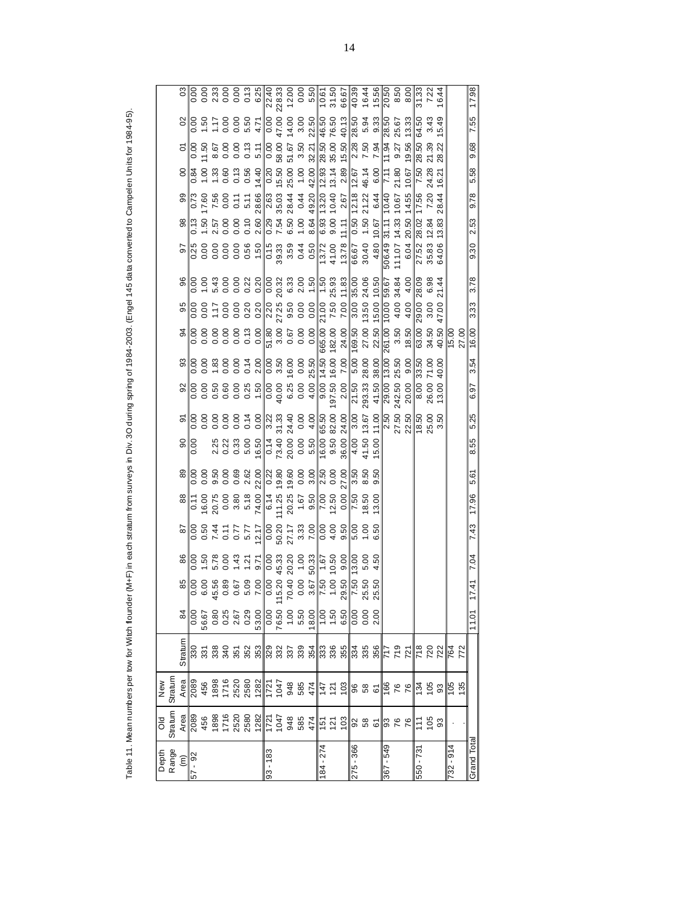Table 11. Mean numbers per tow for Witch flounder (M+F) in each stratum from surveys in Div. 3O during spring of 1984-2003. (Engel 145 data converted to Campelen Units for 1984-95).

| Depth Range (m) | Old Stratum Area | New Stratum Area | Stratum | 84 | 85 | 86 | 87 | 88 | 89 | 90 | 91 | 92 | 93 | 94 | 95 | 96 | 97 | 98 | 99 | 00 | 01 | 02 | 03 |
|---|---|---|---|---|---|---|---|---|---|---|---|---|---|---|---|---|---|---|---|---|---|---|---|
| 57 - 92 | 2089 | 2089 | 330 | 0.00 | 0.00 | 0.00 | 0.00 | 0.11 | 0.00 | 0.00 | 0.00 | 0.00 | 0.00 | 0.00 | 0.00 | 0.00 | 0.25 | 0.13 | 0.73 | 0.84 | 0.00 | 0.00 | 0.00 |
| | 456 | 456 | 331 | 56.67 | 6.00 | 1.50 | 0.50 | 16.00 | 0.00 | | 0.00 | 0.00 | 0.00 | 0.00 | 0.00 | 1.00 | 0.00 | 1.50 | 17.60 | 1.00 | 11.50 | 1.50 | 0.00 |
| | 1898 | 1898 | 338 | 0.80 | 45.56 | 5.78 | 7.44 | 20.75 | 9.50 | 2.25 | 0.00 | 0.50 | 1.83 | 0.00 | 1.17 | 5.43 | 0.00 | 2.57 | 7.56 | 1.33 | 8.67 | 1.17 | 2.33 |
| | 1716 | 1716 | 340 | 0.25 | 0.89 | 0.00 | 0.11 | 0.00 | 0.00 | 0.22 | 0.00 | 0.60 | 0.00 | 0.00 | 0.00 | 0.00 | 0.00 | 0.00 | 0.00 | 0.60 | 0.00 | 0.00 | 0.00 |
| | 2520 | 2520 | 351 | 2.67 | 0.67 | 1.43 | 0.77 | 3.80 | 0.69 | 0.33 | 0.00 | 0.00 | 0.00 | 0.00 | 0.00 | 0.00 | 0.00 | 0.00 | 0.11 | 0.13 | 0.00 | 0.00 | 0.00 |
| | 2580 | 2580 | 352 | 0.29 | 5.09 | 1.21 | 5.77 | 5.18 | 2.62 | 5.00 | 0.14 | 0.25 | 0.14 | 0.13 | 0.20 | 0.22 | 0.56 | 0.10 | 5.11 | 0.56 | 0.13 | 5.50 | 0.13 |
| | 1282 | 1282 | 353 | 53.00 | 7.00 | 9.71 | 12.17 | 74.00 | 22.00 | 16.50 | 0.00 | 1.50 | 2.00 | 0.00 | 0.20 | 0.20 | 1.50 | 2.60 | 28.66 | 14.40 | 5.11 | 4.71 | 6.25 |
| 93 - 183 | 1721 | 1721 | 329 | 0.00 | 0.00 | 0.00 | 0.00 | 6.14 | 0.22 | 0.14 | 3.22 | 0.00 | 0.00 | 51.80 | 2.20 | 0.00 | 0.15 | 0.29 | 2.63 | 0.20 | 0.00 | 0.00 | 22.40 |
| | 1047 | 1047 | 332 | 76.50 | 115.20 | 45.33 | 50.20 | 111.25 | 19.80 | 73.40 | 31.33 | 40.00 | 3.50 | 3.00 | 27.25 | 20.32 | 39.33 | 7.54 | 35.03 | 15.50 | 58.00 | 47.00 | 228.33 |
| | 948 | 948 | 337 | 1.00 | 70.40 | 20.20 | 27.17 | 20.25 | 19.60 | 20.00 | 24.40 | 6.25 | 16.00 | 0.67 | 9.50 | 6.33 | 3.59 | 6.50 | 28.44 | 25.00 | 51.67 | 14.00 | 12.00 |
| | 585 | 585 | 339 | 5.50 | 0.00 | 1.00 | 3.33 | 1.67 | 0.00 | 0.00 | 0.00 | 0.00 | 0.00 | 0.00 | 0.00 | 2.00 | 0.44 | 1.00 | 0.44 | 1.00 | 3.50 | 3.00 | 0.00 |
| | 474 | 474 | 354 | 18.00 | 3.67 | 50.33 | 7.00 | 9.50 | 3.00 | 5.50 | 4.00 | 4.00 | 25.50 | 0.00 | 0.00 | 1.50 | 0.50 | 8.64 | 49.20 | 42.00 | 32.21 | 22.50 | 5.50 |
| 184 - 274 | 151 | 147 | 333 | 1.00 | 7.50 | 1.67 | 0.00 | 7.00 | 2.50 | 16.00 | 65.50 | 9.00 | 14.50 | 665.00 | 21.00 | 1.50 | 13.72 | 6.93 | 13.20 | 12.93 | 28.50 | 46.50 | 10.61 |
| | 121 | 121 | 336 | 1.50 | 1.00 | 10.50 | 4.00 | 12.50 | 0.00 | 9.50 | 82.00 | 197.50 | 16.00 | 182.00 | 7.50 | 25.93 | 41.00 | 9.00 | 10.40 | 13.14 | 35.00 | 76.50 | 31.50 |
| | 103 | 103 | 355 | 6.50 | 29.50 | 9.00 | 9.50 | 0.00 | 27.00 | 36.00 | 24.00 | 2.00 | 7.00 | 24.00 | 7.00 | 11.83 | 13.78 | 11.11 | 2.67 | 2.89 | 15.50 | 40.13 | 66.67 |
| 275 - 366 | 92 | 96 | 334 | 0.00 | 7.50 | 13.00 | 5.00 | 7.50 | 3.50 | 4.00 | 3.00 | 21.50 | 5.00 | 169.50 | 3.00 | 35.00 | 66.67 | 0.50 | 12.18 | 12.67 | 2.28 | 28.50 | 40.39 |
| | 58 | 58 | 335 | 0.00 | 25.50 | 5.00 | 1.00 | 18.50 | 8.50 | 41.50 | 13.67 | 293.33 | 28.00 | 27.00 | 13.50 | 24.06 | 30.40 | 1.50 | 21.22 | 46.14 | 7.50 | 5.94 | 16.44 |
| | 61 | 61 | 356 | 2.00 | 25.50 | 4.50 | 6.50 | 13.00 | 9.50 | 15.00 | 11.00 | 41.50 | 38.00 | 22.50 | 15.00 | 10.50 | 4.80 | 10.67 | 6.44 | 6.00 | 7.94 | 9.33 | 15.56 |
| 367 - 549 | 93 | 166 | 717 | | | | | | | | 2.50 | 29.00 | 13.00 | 261.00 | 10.00 | 59.67 | 506.49 | 31.11 | 10.40 | 7.11 | 11.94 | 28.50 | 20.50 |
| | 76 | 76 | 719 | | | | | | | | 27.50 | 242.50 | 25.50 | 3.50 | 4.00 | 34.84 | 111.07 | 14.33 | 10.67 | 21.80 | 9.27 | 25.67 | 8.50 |
| | 76 | 76 | 721 | | | | | | | | 22.50 | 20.00 | 9.00 | 18.50 | 4.00 | 4.00 | 6.04 | 20.50 | 14.55 | 10.67 | 19.56 | 13.33 | 8.00 |
| 550 - 731 | 111 | 134 | 718 | | | | | | | | 18.50 | 8.00 | 33.50 | 63.00 | 29.00 | 28.09 | 27.52 | 28.02 | 17.56 | 7.50 | 28.50 | 64.50 | 31.33 |
| | 105 | 105 | 720 | | | | | | | | 25.00 | 26.00 | 71.00 | 34.50 | 3.00 | 6.98 | 35.83 | 12.84 | 7.20 | 24.28 | 21.39 | 3.43 | 7.22 |
| | 93 | 93 | 722 | | | | | | | | 3.50 | 13.00 | 40.00 | 40.50 | 47.00 | 21.44 | 64.06 | 13.83 | 28.44 | 16.21 | 28.22 | 15.49 | 16.44 |
| 732 - 914 | . | 105 | 764 | | | | | | | | | | | 15.00 | | | | | | | | | |
| | . | 135 | 772 | | | | | | | | | | | 27.00 | | | | | | | | | |
| Grand Total | | | | 11.01 | 17.41 | 7.04 | 7.43 | 17.96 | 5.61 | 8.55 | 5.25 | 6.97 | 3.54 | 16.00 | 3.33 | 3.78 | 9.30 | 2.53 | 9.78 | 5.58 | 9.68 | 7.55 | 17.98 |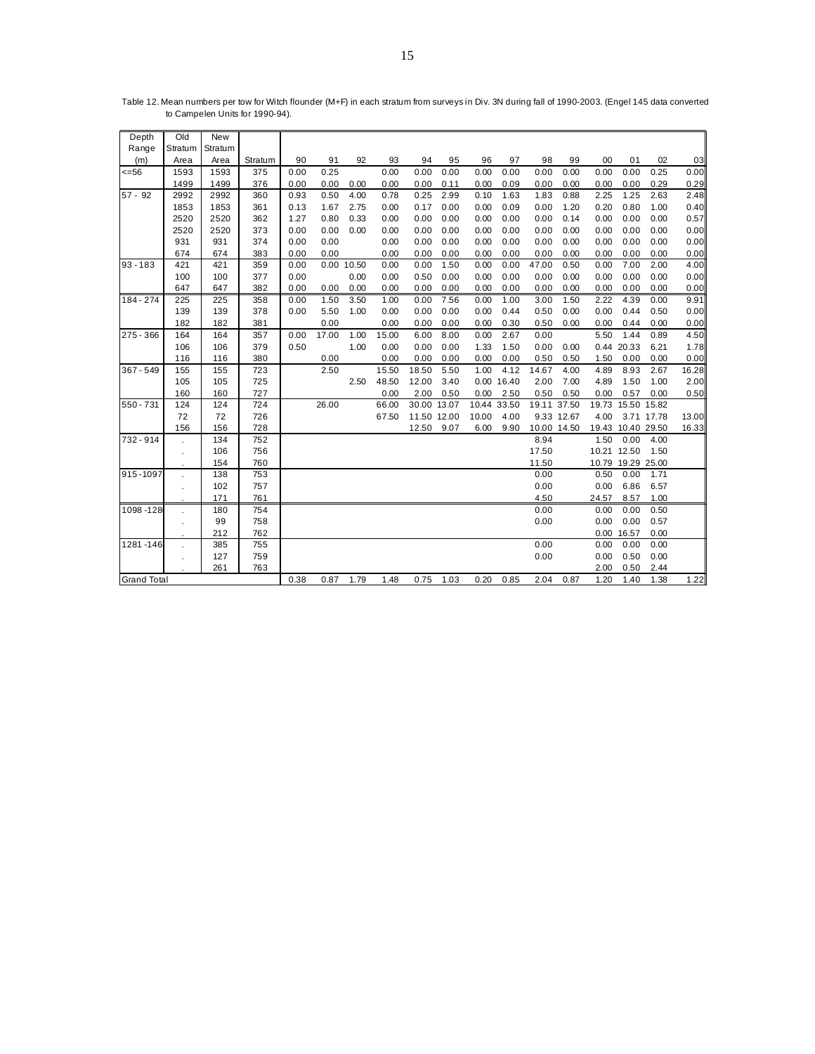Table 12. Mean numbers per tow for Witch flounder (M+F) in each stratum from surveys in Div. 3N during fall of 1990-2003. (Engel 145 data converted to Campelen Units for 1990-94).

| Depth Range (m) | Old Stratum Area | New Stratum Area | Stratum | 90 | 91 | 92 | 93 | 94 | 95 | 96 | 97 | 98 | 99 | 00 | 01 | 02 | 03 |
|---|---|---|---|---|---|---|---|---|---|---|---|---|---|---|---|---|---|
| <=56 | 1593 | 1593 | 375 | 0.00 | 0.25 | | 0.00 | 0.00 | 0.00 | 0.00 | 0.00 | 0.00 | 0.00 | 0.00 | 0.00 | 0.25 | 0.00 |
| | 1499 | 1499 | 376 | 0.00 | 0.00 | 0.00 | 0.00 | 0.00 | 0.11 | 0.00 | 0.09 | 0.00 | 0.00 | 0.00 | 0.00 | 0.29 | 0.29 |
| 57 - 92 | 2992 | 2992 | 360 | 0.93 | 0.50 | 4.00 | 0.78 | 0.25 | 2.99 | 0.10 | 1.63 | 1.83 | 0.88 | 2.25 | 1.25 | 2.63 | 2.48 |
| | 1853 | 1853 | 361 | 0.13 | 1.67 | 2.75 | 0.00 | 0.17 | 0.00 | 0.00 | 0.09 | 0.00 | 1.20 | 0.20 | 0.80 | 1.00 | 0.40 |
| | 2520 | 2520 | 362 | 1.27 | 0.80 | 0.33 | 0.00 | 0.00 | 0.00 | 0.00 | 0.00 | 0.00 | 0.14 | 0.00 | 0.00 | 0.00 | 0.57 |
| | 2520 | 2520 | 373 | 0.00 | 0.00 | 0.00 | 0.00 | 0.00 | 0.00 | 0.00 | 0.00 | 0.00 | 0.00 | 0.00 | 0.00 | 0.00 | 0.00 |
| | 931 | 931 | 374 | 0.00 | 0.00 | | 0.00 | 0.00 | 0.00 | 0.00 | 0.00 | 0.00 | 0.00 | 0.00 | 0.00 | 0.00 | 0.00 |
| | 674 | 674 | 383 | 0.00 | 0.00 | | 0.00 | 0.00 | 0.00 | 0.00 | 0.00 | 0.00 | 0.00 | 0.00 | 0.00 | 0.00 | 0.00 |
| 93 - 183 | 421 | 421 | 359 | 0.00 | 0.00 | 10.50 | 0.00 | 0.00 | 1.50 | 0.00 | 0.00 | 47.00 | 0.50 | 0.00 | 7.00 | 2.00 | 4.00 |
| | 100 | 100 | 377 | 0.00 | | 0.00 | 0.00 | 0.50 | 0.00 | 0.00 | 0.00 | 0.00 | 0.00 | 0.00 | 0.00 | 0.00 | 0.00 |
| | 647 | 647 | 382 | 0.00 | 0.00 | 0.00 | 0.00 | 0.00 | 0.00 | 0.00 | 0.00 | 0.00 | 0.00 | 0.00 | 0.00 | 0.00 | 0.00 |
| 184 - 274 | 225 | 225 | 358 | 0.00 | 1.50 | 3.50 | 1.00 | 0.00 | 7.56 | 0.00 | 1.00 | 3.00 | 1.50 | 2.22 | 4.39 | 0.00 | 9.91 |
| | 139 | 139 | 378 | 0.00 | 5.50 | 1.00 | 0.00 | 0.00 | 0.00 | 0.00 | 0.44 | 0.50 | 0.00 | 0.00 | 0.44 | 0.50 | 0.00 |
| | 182 | 182 | 381 | | 0.00 | | 0.00 | 0.00 | 0.00 | 0.00 | 0.30 | 0.50 | 0.00 | 0.00 | 0.44 | 0.00 | 0.00 |
| 275 - 366 | 164 | 164 | 357 | 0.00 | 17.00 | 1.00 | 15.00 | 6.00 | 8.00 | 0.00 | 2.67 | 0.00 | | 5.50 | 1.44 | 0.89 | 4.50 |
| | 106 | 106 | 379 | 0.50 | | 1.00 | 0.00 | 0.00 | 0.00 | 1.33 | 1.50 | 0.00 | 0.00 | 0.44 | 20.33 | 6.21 | 1.78 |
| | 116 | 116 | 380 | | 0.00 | | 0.00 | 0.00 | 0.00 | 0.00 | 0.00 | 0.50 | 0.50 | 1.50 | 0.00 | 0.00 | 0.00 |
| 367 - 549 | 155 | 155 | 723 | | 2.50 | | 15.50 | 18.50 | 5.50 | 1.00 | 4.12 | 14.67 | 4.00 | 4.89 | 8.93 | 2.67 | 16.28 |
| | 105 | 105 | 725 | | | 2.50 | 48.50 | 12.00 | 3.40 | 0.00 | 16.40 | 2.00 | 7.00 | 4.89 | 1.50 | 1.00 | 2.00 |
| | 160 | 160 | 727 | | | | 0.00 | 2.00 | 0.50 | 0.00 | 2.50 | 0.50 | 0.50 | 0.00 | 0.57 | 0.00 | 0.50 |
| 550 - 731 | 124 | 124 | 724 | | 26.00 | | 66.00 | 30.00 | 13.07 | 10.44 | 33.50 | 19.11 | 37.50 | 19.73 | 15.50 | 15.82 | |
| | 72 | 72 | 726 | | | | 67.50 | 11.50 | 12.00 | 10.00 | 4.00 | 9.33 | 12.67 | 4.00 | 3.71 | 17.78 | 13.00 |
| | 156 | 156 | 728 | | | | | 12.50 | 9.07 | 6.00 | 9.90 | 10.00 | 14.50 | 19.43 | 10.40 | 29.50 | 16.33 |
| 732 - 914 | . | 134 | 752 | | | | | | | | | 8.94 | | 1.50 | 0.00 | 4.00 | |
| | . | 106 | 756 | | | | | | | | | 17.50 | | 10.21 | 12.50 | 1.50 | |
| | . | 154 | 760 | | | | | | | | | 11.50 | | 10.79 | 19.29 | 25.00 | |
| 915 -1097 | . | 138 | 753 | | | | | | | | | 0.00 | | 0.50 | 0.00 | 1.71 | |
| | . | 102 | 757 | | | | | | | | | 0.00 | | 0.00 | 6.86 | 6.57 | |
| | . | 171 | 761 | | | | | | | | | 4.50 | | 24.57 | 8.57 | 1.00 | |
| 1098 -128 | . | 180 | 754 | | | | | | | | | 0.00 | | 0.00 | 0.00 | 0.50 | |
| | . | 99 | 758 | | | | | | | | | 0.00 | | 0.00 | 0.00 | 0.57 | |
| | . | 212 | 762 | | | | | | | | | | | 0.00 | 16.57 | 0.00 | |
| 1281 -146 | . | 385 | 755 | | | | | | | | | 0.00 | | 0.00 | 0.00 | 0.00 | |
| | . | 127 | 759 | | | | | | | | | 0.00 | | 0.00 | 0.50 | 0.00 | |
| | . | 261 | 763 | | | | | | | | | | | 2.00 | 0.50 | 2.44 | |
| Grand Total | | | | 0.38 | 0.87 | 1.79 | 1.48 | 0.75 | 1.03 | 0.20 | 0.85 | 2.04 | 0.87 | 1.20 | 1.40 | 1.38 | 1.22 |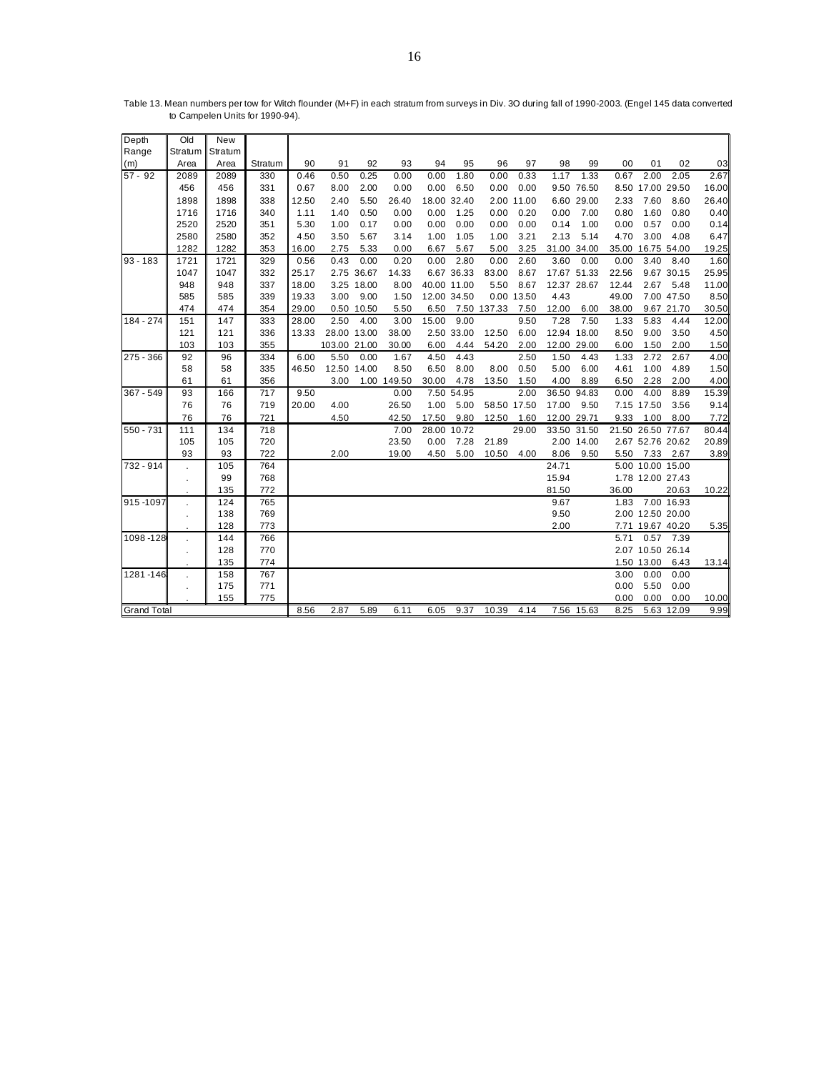Table 13. Mean numbers per tow for Witch flounder (M+F) in each stratum from surveys in Div. 3O during fall of 1990-2003. (Engel 145 data converted to Campelen Units for 1990-94).

| Depth Range (m) | Old Stratum Area | New Stratum Area | Stratum | 90 | 91 | 92 | 93 | 94 | 95 | 96 | 97 | 98 | 99 | 00 | 01 | 02 | 03 |
|---|---|---|---|---|---|---|---|---|---|---|---|---|---|---|---|---|---|
| 57 - 92 | 2089 | 2089 | 330 | 0.46 | 0.50 | 0.25 | 0.00 | 0.00 | 1.80 | 0.00 | 0.33 | 1.17 | 1.33 | 0.67 | 2.00 | 2.05 | 2.67 |
| | 456 | 456 | 331 | 0.67 | 8.00 | 2.00 | 0.00 | 0.00 | 6.50 | 0.00 | 0.00 | 9.50 | 76.50 | 8.50 | 17.00 | 29.50 | 16.00 |
| | 1898 | 1898 | 338 | 12.50 | 2.40 | 5.50 | 26.40 | 18.00 | 32.40 | 2.00 | 11.00 | 6.60 | 29.00 | 2.33 | 7.60 | 8.60 | 26.40 |
| | 1716 | 1716 | 340 | 1.11 | 1.40 | 0.50 | 0.00 | 0.00 | 1.25 | 0.00 | 0.20 | 0.00 | 7.00 | 0.80 | 1.60 | 0.80 | 0.40 |
| | 2520 | 2520 | 351 | 5.30 | 1.00 | 0.17 | 0.00 | 0.00 | 0.00 | 0.00 | 0.00 | 0.14 | 1.00 | 0.00 | 0.57 | 0.00 | 0.14 |
| | 2580 | 2580 | 352 | 4.50 | 3.50 | 5.67 | 3.14 | 1.00 | 1.05 | 1.00 | 3.21 | 2.13 | 5.14 | 4.70 | 3.00 | 4.08 | 6.47 |
| | 1282 | 1282 | 353 | 16.00 | 2.75 | 5.33 | 0.00 | 6.67 | 5.67 | 5.00 | 3.25 | 31.00 | 34.00 | 35.00 | 16.75 | 54.00 | 19.25 |
| 93 - 183 | 1721 | 1721 | 329 | 0.56 | 0.43 | 0.00 | 0.20 | 0.00 | 2.80 | 0.00 | 2.60 | 3.60 | 0.00 | 0.00 | 3.40 | 8.40 | 1.60 |
| | 1047 | 1047 | 332 | 25.17 | 2.75 | 36.67 | 14.33 | 6.67 | 36.33 | 83.00 | 8.67 | 17.67 | 51.33 | 22.56 | 9.67 | 30.15 | 25.95 |
| | 948 | 948 | 337 | 18.00 | 3.25 | 18.00 | 8.00 | 40.00 | 11.00 | 5.50 | 8.67 | 12.37 | 28.67 | 12.44 | 2.67 | 5.48 | 11.00 |
| | 585 | 585 | 339 | 19.33 | 3.00 | 9.00 | 1.50 | 12.00 | 34.50 | 0.00 | 13.50 | 4.43 | | 49.00 | 7.00 | 47.50 | 8.50 |
| | 474 | 474 | 354 | 29.00 | 0.50 | 10.50 | 5.50 | 6.50 | 7.50 | 137.33 | 7.50 | 12.00 | 6.00 | 38.00 | 9.67 | 21.70 | 30.50 |
| 184 - 274 | 151 | 147 | 333 | 28.00 | 2.50 | 4.00 | 3.00 | 15.00 | 9.00 | | 9.50 | 7.28 | 7.50 | 1.33 | 5.83 | 4.44 | 12.00 |
| | 121 | 121 | 336 | 13.33 | 28.00 | 13.00 | 38.00 | 2.50 | 33.00 | 12.50 | 6.00 | 12.94 | 18.00 | 8.50 | 9.00 | 3.50 | 4.50 |
| | 103 | 103 | 355 | | 103.00 | 21.00 | 30.00 | 6.00 | 4.44 | 54.20 | 2.00 | 12.00 | 29.00 | 6.00 | 1.50 | 2.00 | 1.50 |
| 275 - 366 | 92 | 96 | 334 | 6.00 | 5.50 | 0.00 | 1.67 | 4.50 | 4.43 | | 2.50 | 1.50 | 4.43 | 1.33 | 2.72 | 2.67 | 4.00 |
| | 58 | 58 | 335 | 46.50 | 12.50 | 14.00 | 8.50 | 6.50 | 8.00 | 8.00 | 0.50 | 5.00 | 6.00 | 4.61 | 1.00 | 4.89 | 1.50 |
| | 61 | 61 | 356 | | 3.00 | 1.00 | 149.50 | 30.00 | 4.78 | 13.50 | 1.50 | 4.00 | 8.89 | 6.50 | 2.28 | 2.00 | 4.00 |
| 367 - 549 | 93 | 166 | 717 | 9.50 | | | 0.00 | 7.50 | 54.95 | | 2.00 | 36.50 | 94.83 | 0.00 | 4.00 | 8.89 | 15.39 |
| | 76 | 76 | 719 | 20.00 | 4.00 | | 26.50 | 1.00 | 5.00 | 58.50 | 17.50 | 17.00 | 9.50 | 7.15 | 17.50 | 3.56 | 9.14 |
| | 76 | 76 | 721 | | 4.50 | | 42.50 | 17.50 | 9.80 | 12.50 | 1.60 | 12.00 | 29.71 | 9.33 | 1.00 | 8.00 | 7.72 |
| 550 - 731 | 111 | 134 | 718 | | | | 7.00 | 28.00 | 10.72 | | 29.00 | 33.50 | 31.50 | 21.50 | 26.50 | 77.67 | 80.44 |
| | 105 | 105 | 720 | | | | 23.50 | 0.00 | 7.28 | 21.89 | | 2.00 | 14.00 | 2.67 | 52.76 | 20.62 | 20.89 |
| | 93 | 93 | 722 | | 2.00 | | 19.00 | 4.50 | 5.00 | 10.50 | 4.00 | 8.06 | 9.50 | 5.50 | 7.33 | 2.67 | 3.89 |
| 732 - 914 | . | 105 | 764 | | | | | | | | | 24.71 | | 5.00 | 10.00 | 15.00 | |
| | . | 99 | 768 | | | | | | | | | 15.94 | | 1.78 | 12.00 | 27.43 | |
| | . | 135 | 772 | | | | | | | | | 81.50 | | 36.00 | | 20.63 | 10.22 |
| 915 -1097 | . | 124 | 765 | | | | | | | | | 9.67 | | 1.83 | 7.00 | 16.93 | |
| | . | 138 | 769 | | | | | | | | | 9.50 | | 2.00 | 12.50 | 20.00 | |
| | . | 128 | 773 | | | | | | | | | 2.00 | | 7.71 | 19.67 | 40.20 | 5.35 |
| 1098 -128 | . | 144 | 766 | | | | | | | | | | | 5.71 | 0.57 | 7.39 | |
| | . | 128 | 770 | | | | | | | | | | | 2.07 | 10.50 | 26.14 | |
| | . | 135 | 774 | | | | | | | | | | | 1.50 | 13.00 | 6.43 | 13.14 |
| 1281 -146 | . | 158 | 767 | | | | | | | | | | | 3.00 | 0.00 | 0.00 | |
| | . | 175 | 771 | | | | | | | | | | | 0.00 | 5.50 | 0.00 | |
| | . | 155 | 775 | | | | | | | | | | | 0.00 | 0.00 | 0.00 | 10.00 |
| Grand Total | | | | 8.56 | 2.87 | 5.89 | 6.11 | 6.05 | 9.37 | 10.39 | 4.14 | 7.56 | 15.63 | 8.25 | 5.63 | 12.09 | 9.99 |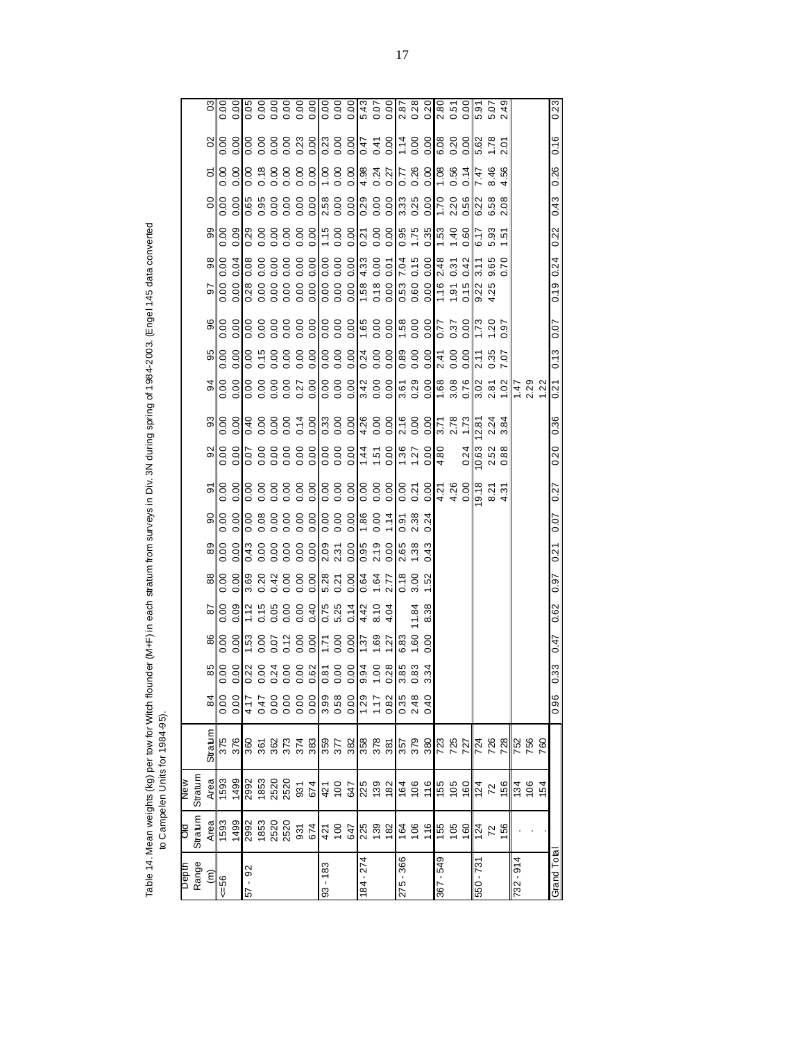Table 14. Mean weights (kg) per tow for Witch flounder (M+F) in each stratum from surveys in Div. 3N during spring of 1984-2003. (Engel 145 data converted to Campelen Units for 1984-95).

| Depth Range (m) | Old Stratum Area | New Stratum Area | Stratum | 84 | 85 | 86 | 87 | 88 | 89 | 90 | 91 | 92 | 93 | 94 | 95 | 96 | 97 | 98 | 99 | 00 | 01 | 02 | 03 |
|---|---|---|---|---|---|---|---|---|---|---|---|---|---|---|---|---|---|---|---|---|---|---|---|
| <=56 | 1593 | 1593 | 375 | 0.00 | 0.00 | 0.00 | 0.00 | 0.00 | 0.00 | 0.00 | 0.00 | 0.00 | 0.00 | 0.00 | 0.00 | 0.00 | 0.00 | 0.00 | 0.00 | 0.00 | 0.00 | 0.00 | 0.00 |
| | 1499 | 1499 | 376 | 0.00 | 0.00 | 0.00 | 0.09 | 0.00 | 0.00 | 0.00 | 0.00 | 0.00 | 0.00 | 0.00 | 0.00 | 0.00 | 0.00 | 0.04 | 0.09 | 0.00 | 0.00 | 0.00 | 0.00 |
| 57 - 92 | 2992 | 2992 | 360 | 4.17 | 0.22 | 1.53 | 1.12 | 3.69 | 0.43 | 0.00 | 0.00 | 0.07 | 0.40 | 0.00 | 0.00 | 0.00 | 0.28 | 0.08 | 0.29 | 0.65 | 0.00 | 0.00 | 0.05 |
| | 1853 | 1853 | 361 | 0.47 | 0.00 | 0.00 | 0.15 | 0.20 | 0.00 | 0.08 | 0.00 | 0.00 | 0.00 | 0.00 | 0.15 | 0.00 | 0.00 | 0.00 | 0.00 | 0.95 | 0.18 | 0.00 | 0.00 |
| | 2520 | 2520 | 362 | 0.00 | 0.24 | 0.07 | 0.05 | 0.42 | 0.00 | 0.00 | 0.00 | 0.00 | 0.00 | 0.00 | 0.00 | 0.00 | 0.00 | 0.00 | 0.00 | 0.00 | 0.00 | 0.00 | 0.00 |
| | 2520 | 2520 | 373 | 0.00 | 0.00 | 0.12 | 0.00 | 0.00 | 0.00 | 0.00 | 0.00 | 0.00 | 0.00 | 0.00 | 0.00 | 0.00 | 0.00 | 0.00 | 0.00 | 0.00 | 0.00 | 0.00 | 0.00 |
| | 931 | 931 | 374 | 0.00 | 0.00 | 0.00 | 0.00 | 0.00 | 0.00 | 0.00 | 0.00 | 0.00 | 0.14 | 0.27 | 0.00 | 0.00 | 0.00 | 0.00 | 0.00 | 0.00 | 0.00 | 0.23 | 0.00 |
| | 674 | 674 | 383 | 0.00 | 0.62 | 0.00 | 0.40 | 0.00 | 0.00 | 0.00 | 0.00 | 0.00 | 0.00 | 0.00 | 0.00 | 0.00 | 0.00 | 0.00 | 0.00 | 0.00 | 0.00 | 0.00 | 0.00 |
| 93 - 183 | 421 | 421 | 359 | 3.99 | 0.81 | 1.71 | 0.75 | 5.28 | 2.09 | 0.00 | 0.00 | 0.00 | 0.33 | 0.00 | 0.00 | 0.00 | 0.00 | 0.00 | 1.15 | 2.58 | 1.00 | 0.23 | 0.00 |
| | 100 | 100 | 377 | 0.58 | 0.00 | 0.00 | 5.25 | 0.21 | 2.31 | 0.00 | 0.00 | 0.00 | 0.00 | 0.00 | 0.00 | 0.00 | 0.00 | 0.00 | 0.00 | 0.00 | 0.00 | 0.00 | 0.00 |
| | 647 | 647 | 382 | 0.00 | 0.00 | 0.00 | 0.14 | 0.00 | 0.00 | 0.00 | 0.00 | 0.00 | 0.00 | 0.00 | 0.00 | 0.00 | 0.00 | 0.00 | 0.00 | 0.00 | 0.00 | 0.00 | 0.00 |
| 184 - 274 | 225 | 225 | 358 | 1.29 | 9.94 | 1.37 | 4.42 | 0.64 | 0.95 | 1.86 | 0.00 | 1.44 | 4.26 | 3.42 | 0.24 | 1.65 | 1.58 | 4.33 | 0.21 | 0.29 | 4.98 | 0.47 | 5.43 |
| | 139 | 139 | 378 | 1.17 | 1.00 | 1.69 | 8.10 | 1.64 | 2.19 | 0.00 | 0.00 | 1.51 | 0.00 | 0.00 | 0.00 | 0.00 | 0.18 | 0.00 | 0.00 | 0.00 | 0.24 | 0.41 | 0.07 |
| | 182 | 182 | 381 | 0.82 | 0.28 | 1.27 | 4.04 | 2.77 | 0.00 | 1.14 | 0.00 | 0.00 | 0.00 | 0.00 | 0.00 | 0.00 | 0.00 | 0.01 | 0.00 | 0.00 | 0.27 | 0.00 | 0.00 |
| 275 - 366 | 164 | 164 | 357 | 0.35 | 3.85 | 6.83 | | 0.18 | 2.65 | 0.91 | 0.00 | 1.36 | 2.16 | 3.61 | 0.89 | 1.58 | 0.53 | 7.04 | 0.95 | 3.33 | 0.77 | 1.14 | 2.87 |
| | 106 | 106 | 379 | 2.48 | 0.83 | 1.60 | 11.84 | 3.00 | 1.38 | 2.38 | 0.21 | 1.27 | 0.00 | 0.29 | 0.00 | 0.00 | 0.60 | 0.15 | 1.75 | 0.25 | 0.26 | 0.00 | 0.28 |
| | 116 | 116 | 380 | 0.40 | 3.34 | 0.00 | 8.38 | 1.52 | 0.43 | 0.24 | 0.00 | 0.00 | 0.00 | 0.00 | 0.00 | 0.00 | 0.00 | 0.00 | 0.35 | 0.00 | 0.00 | 0.00 | 0.20 |
| 367 - 549 | 155 | 155 | 723 | | | | | | | | 4.21 | 4.80 | 3.71 | 1.68 | 2.41 | 0.77 | 1.16 | 2.48 | 1.53 | 1.70 | 1.08 | 6.08 | 2.80 |
| | 105 | 105 | 725 | | | | | | | | 4.26 | | 2.78 | 3.08 | 0.00 | 0.37 | 1.91 | 0.31 | 1.40 | 2.20 | 0.56 | 0.20 | 0.51 |
| | 160 | 160 | 727 | | | | | | | | 0.00 | 0.24 | 1.73 | 0.76 | 0.00 | 0.00 | 0.15 | 0.42 | 0.60 | 0.56 | 0.14 | 0.00 | 0.00 |
| 550 - 731 | 124 | 124 | 724 | | | | | | | | 19.18 | 10.63 | 12.81 | 3.02 | 2.11 | 1.73 | 9.22 | 3.11 | 6.17 | 6.22 | 7.47 | 5.62 | 5.91 |
| | 72 | 72 | 726 | | | | | | | | 8.21 | 2.52 | 2.24 | 2.81 | 0.35 | 1.20 | 4.25 | 9.65 | 5.93 | 6.58 | 8.46 | 1.78 | 5.07 |
| | 156 | 156 | 728 | | | | | | | | 4.31 | 0.88 | 3.84 | 1.02 | 7.07 | 0.97 | | 0.70 | 1.51 | 2.08 | 4.56 | 2.01 | 2.49 |
| 732 - 914 | . | 134 | 752 | | | | | | | | | | | 1.47 | | | | | | | | | |
| | . | 106 | 756 | | | | | | | | | | | 2.29 | | | | | | | | | |
| | . | 154 | 760 | | | | | | | | | | | 1.22 | | | | | | | | | |
| Grand Total | | | | 0.96 | 0.33 | 0.47 | 0.62 | 0.97 | 0.21 | 0.07 | 0.27 | 0.20 | 0.36 | 0.21 | 0.13 | 0.07 | 0.19 | 0.24 | 0.22 | 0.43 | 0.26 | 0.16 | 0.23 |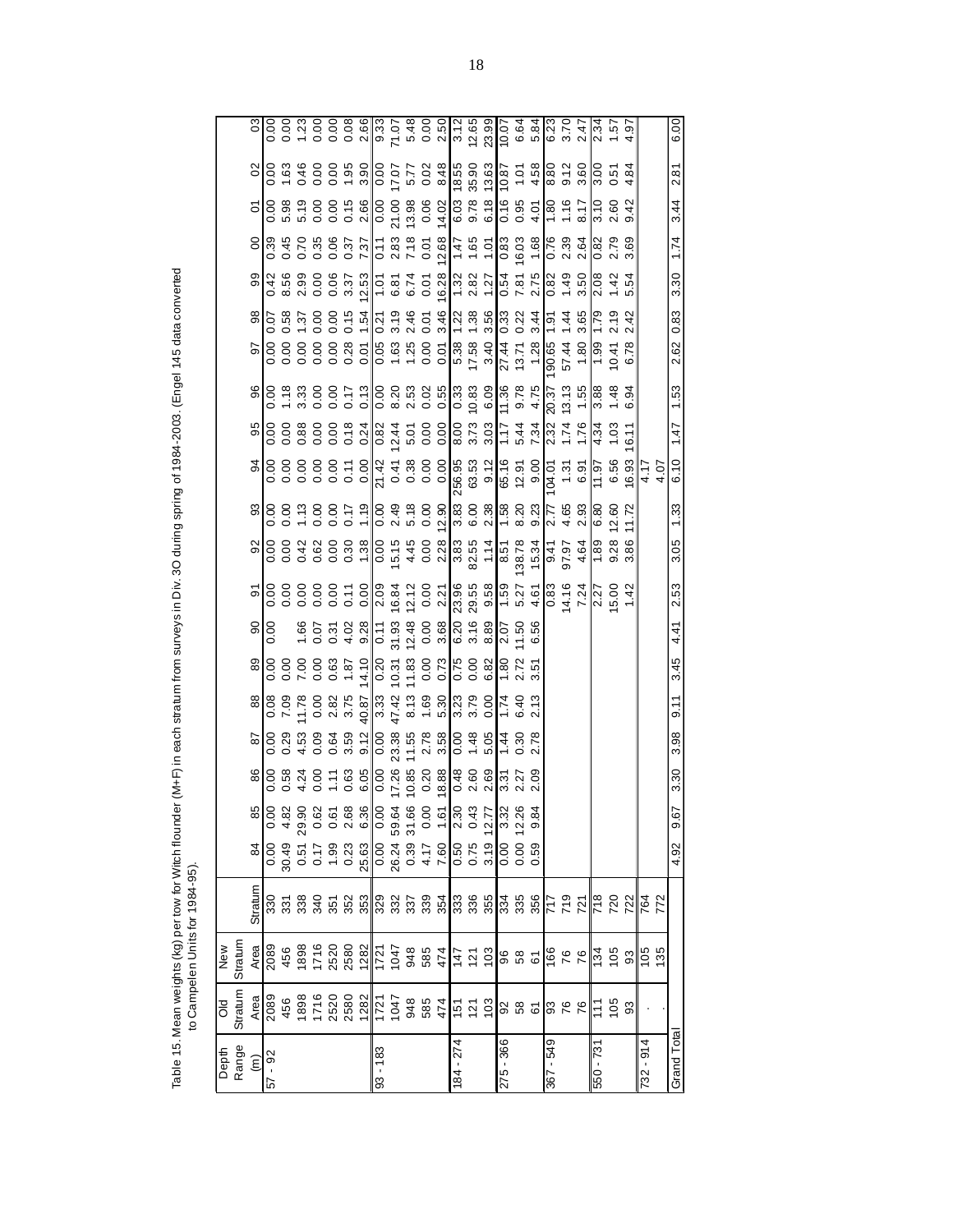Table 15. Mean weights (kg) per tow for Witch flounder (M+F) in each stratum from surveys in Div. 3O during spring of 1984-2003. (Engel 145 data converted to Campelen Units for 1984-95).

| Depth Range (m) | Old Stratum Area | New Stratum Area | Stratum | 84 | 85 | 86 | 87 | 88 | 89 | 90 | 91 | 92 | 93 | 94 | 95 | 96 | 97 | 98 | 99 | 00 | 01 | 02 | 03 |
|---|---|---|---|---|---|---|---|---|---|---|---|---|---|---|---|---|---|---|---|---|---|---|---|
| 57 - 92 | 2089 | 2089 | 330 | 0.00 | 0.00 | 0.00 | 0.00 | 0.08 | 0.00 | 0.00 | 0.00 | 0.00 | 0.00 | 0.00 | 0.00 | 0.00 | 0.00 | 0.07 | 0.42 | 0.39 | 0.00 | 0.00 | 0.00 |
| | 456 | 456 | 331 | 30.49 | 4.82 | 0.58 | 0.29 | 7.09 | 0.00 | | 0.00 | 0.00 | 0.00 | 0.00 | 0.00 | 1.18 | 0.00 | 0.58 | 8.56 | 0.45 | 5.98 | 1.63 | 0.00 |
| | 1898 | 1898 | 338 | 0.51 | 29.90 | 4.24 | 4.53 | 11.78 | 7.00 | 1.66 | 0.00 | 0.42 | 1.13 | 0.00 | 0.88 | 3.33 | 0.00 | 1.37 | 2.99 | 0.70 | 5.19 | 0.46 | 1.23 |
| | 1716 | 1716 | 340 | 0.17 | 0.62 | 0.00 | 0.09 | 0.00 | 0.00 | 0.07 | 0.00 | 0.62 | 0.00 | 0.00 | 0.00 | 0.00 | 0.00 | 0.00 | 0.00 | 0.35 | 0.00 | 0.00 | 0.00 |
| | 2520 | 2520 | 351 | 1.99 | 0.61 | 1.11 | 0.64 | 2.82 | 0.63 | 0.31 | 0.00 | 0.00 | 0.00 | 0.00 | 0.00 | 0.00 | 0.00 | 0.00 | 0.06 | 0.06 | 0.00 | 0.00 | 0.00 |
| | 2580 | 2580 | 352 | 0.23 | 2.68 | 0.63 | 3.59 | 3.75 | 1.87 | 4.02 | 0.11 | 0.30 | 0.17 | 0.11 | 0.18 | 0.17 | 0.28 | 0.15 | 3.37 | 0.37 | 0.15 | 1.95 | 0.08 |
| | 1282 | 1282 | 353 | 25.63 | 6.36 | 6.05 | 9.12 | 40.87 | 14.10 | 9.28 | 0.00 | 1.38 | 1.19 | 0.00 | 0.24 | 0.13 | 0.01 | 1.54 | 12.53 | 7.37 | 2.66 | 3.90 | 2.66 |
| 93 - 183 | 1721 | 1721 | 329 | 0.00 | 0.00 | 0.00 | 0.00 | 3.33 | 0.20 | 0.11 | 2.09 | 0.00 | 0.00 | 21.42 | 0.82 | 0.00 | 0.05 | 0.21 | 1.01 | 0.11 | 0.00 | 0.00 | 9.33 |
| | 1047 | 1047 | 332 | 26.24 | 59.64 | 17.26 | 23.38 | 47.42 | 10.31 | 31.93 | 16.84 | 15.15 | 2.49 | 0.41 | 12.44 | 8.20 | 1.63 | 3.19 | 6.81 | 2.83 | 21.00 | 17.07 | 71.07 |
| | 948 | 948 | 337 | 0.39 | 31.66 | 10.85 | 11.55 | 8.13 | 11.83 | 12.48 | 12.12 | 4.45 | 5.18 | 0.38 | 5.01 | 2.53 | 1.25 | 2.46 | 6.74 | 7.18 | 13.98 | 5.77 | 5.48 |
| | 585 | 585 | 339 | 4.17 | 0.00 | 0.20 | 2.78 | 1.69 | 0.00 | 0.00 | 0.00 | 0.00 | 0.00 | 0.00 | 0.00 | 0.02 | 0.00 | 0.01 | 0.01 | 0.01 | 0.06 | 0.02 | 0.00 |
| | 474 | 474 | 354 | 7.60 | 1.61 | 18.88 | 3.58 | 5.30 | 0.73 | 3.68 | 2.21 | 2.28 | 12.90 | 0.00 | 0.00 | 0.55 | 0.01 | 3.46 | 16.28 | 12.68 | 14.02 | 8.48 | 2.50 |
| 184 - 274 | 151 | 147 | 333 | 0.50 | 2.30 | 0.48 | 0.00 | 3.23 | 0.75 | 6.20 | 23.96 | 3.83 | 3.83 | 256.95 | 8.00 | 0.33 | 5.38 | 1.22 | 1.32 | 1.47 | 6.03 | 18.55 | 3.12 |
| | 121 | 121 | 336 | 0.75 | 0.43 | 2.60 | 1.48 | 3.79 | 0.00 | 3.16 | 29.55 | 82.55 | 6.00 | 63.53 | 3.73 | 10.83 | 17.58 | 1.38 | 2.82 | 1.65 | 9.78 | 35.90 | 12.65 |
| | 103 | 103 | 355 | 3.19 | 12.77 | 2.69 | 5.05 | 0.00 | 6.82 | 8.89 | 9.58 | 1.14 | 2.38 | 9.12 | 3.03 | 6.09 | 3.40 | 3.56 | 1.27 | 1.01 | 6.18 | 13.63 | 23.99 |
| 275 - 366 | 92 | 96 | 334 | 0.00 | 3.32 | 3.31 | 1.44 | 1.74 | 1.80 | 2.07 | 1.59 | 8.51 | 1.58 | 65.16 | 1.17 | 11.36 | 27.44 | 0.33 | 0.54 | 0.83 | 0.16 | 10.87 | 10.07 |
| | 58 | 58 | 335 | 0.00 | 12.26 | 2.27 | 0.30 | 6.40 | 2.72 | 11.50 | 5.27 | 138.78 | 8.20 | 12.91 | 5.44 | 9.78 | 13.71 | 0.22 | 7.81 | 16.03 | 0.95 | 1.01 | 6.64 |
| | 61 | 61 | 356 | 0.59 | 9.84 | 2.09 | 2.78 | 2.13 | 3.51 | 6.56 | 4.61 | 15.34 | 9.23 | 9.00 | 7.34 | 4.75 | 1.28 | 3.44 | 2.75 | 1.68 | 4.01 | 4.58 | 5.84 |
| 367 - 549 | 93 | 166 | 717 | | | | | | | | 0.83 | 9.41 | 2.77 | 104.01 | 2.32 | 20.37 | 190.65 | 1.91 | 0.82 | 0.76 | 1.80 | 8.80 | 6.23 |
| | 76 | 76 | 719 | | | | | | | | 14.16 | 97.97 | 4.65 | 1.31 | 1.74 | 13.13 | 57.44 | 1.44 | 1.49 | 2.39 | 1.16 | 9.12 | 3.70 |
| | 76 | 76 | 721 | | | | | | | | 7.24 | 4.64 | 2.93 | 6.91 | 1.76 | 1.55 | 1.80 | 3.65 | 3.50 | 2.64 | 8.17 | 3.60 | 2.47 |
| 550 - 731 | 111 | 134 | 718 | | | | | | | | 2.27 | 1.89 | 6.80 | 11.97 | 4.34 | 3.88 | 1.99 | 1.79 | 2.08 | 0.82 | 3.10 | 3.00 | 2.34 |
| | 105 | 105 | 720 | | | | | | | | 15.00 | 9.28 | 12.60 | 6.56 | 1.03 | 1.48 | 10.41 | 2.19 | 1.42 | 2.79 | 2.60 | 0.51 | 1.57 |
| | 93 | 93 | 722 | | | | | | | | 1.42 | 3.86 | 11.72 | 16.93 | 16.11 | 6.94 | 6.78 | 2.42 | 5.54 | 3.69 | 9.42 | 4.84 | 4.97 |
| 732 - 914 | . | 105 | 764 | | | | | | | | | | | 4.17 | | | | | | | | | |
| | . | 135 | 772 | | | | | | | | | | | 4.07 | | | | | | | | | |
| Grand Total | | | | 4.92 | 9.67 | 3.30 | 3.98 | 9.11 | 3.45 | 4.41 | 2.53 | 3.05 | 1.33 | 6.10 | 1.47 | 1.53 | 2.62 | 0.83 | 3.30 | 1.74 | 3.44 | 2.81 | 6.00 |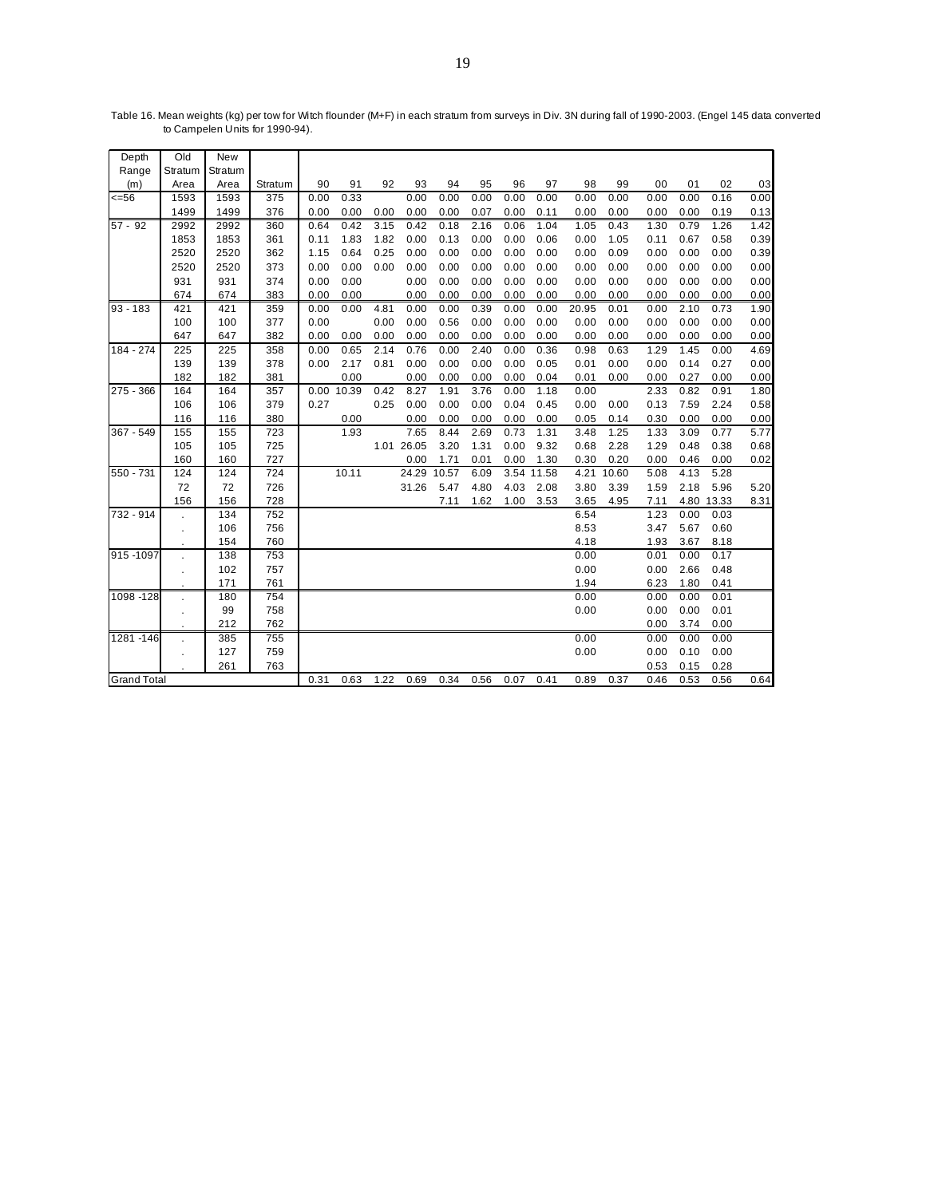Table 16. Mean weights (kg) per tow for Witch flounder (M+F) in each stratum from surveys in Div. 3N during fall of 1990-2003. (Engel 145 data converted to Campelen Units for 1990-94).

| Depth Range (m) | Old Stratum Area | New Stratum Area | Stratum | 90 | 91 | 92 | 93 | 94 | 95 | 96 | 97 | 98 | 99 | 00 | 01 | 02 | 03 |
|---|---|---|---|---|---|---|---|---|---|---|---|---|---|---|---|---|---|
| <=56 | 1593 | 1593 | 375 | 0.00 | 0.33 | | 0.00 | 0.00 | 0.00 | 0.00 | 0.00 | 0.00 | 0.00 | 0.00 | 0.00 | 0.16 | 0.00 |
| | 1499 | 1499 | 376 | 0.00 | 0.00 | 0.00 | 0.00 | 0.00 | 0.07 | 0.00 | 0.11 | 0.00 | 0.00 | 0.00 | 0.00 | 0.19 | 0.13 |
| 57 - 92 | 2992 | 2992 | 360 | 0.64 | 0.42 | 3.15 | 0.42 | 0.18 | 2.16 | 0.06 | 1.04 | 1.05 | 0.43 | 1.30 | 0.79 | 1.26 | 1.42 |
| | 1853 | 1853 | 361 | 0.11 | 1.83 | 1.82 | 0.00 | 0.13 | 0.00 | 0.00 | 0.06 | 0.00 | 1.05 | 0.11 | 0.67 | 0.58 | 0.39 |
| | 2520 | 2520 | 362 | 1.15 | 0.64 | 0.25 | 0.00 | 0.00 | 0.00 | 0.00 | 0.00 | 0.00 | 0.09 | 0.00 | 0.00 | 0.00 | 0.39 |
| | 2520 | 2520 | 373 | 0.00 | 0.00 | 0.00 | 0.00 | 0.00 | 0.00 | 0.00 | 0.00 | 0.00 | 0.00 | 0.00 | 0.00 | 0.00 | 0.00 |
| | 931 | 931 | 374 | 0.00 | 0.00 | | 0.00 | 0.00 | 0.00 | 0.00 | 0.00 | 0.00 | 0.00 | 0.00 | 0.00 | 0.00 | 0.00 |
| | 674 | 674 | 383 | 0.00 | 0.00 | | 0.00 | 0.00 | 0.00 | 0.00 | 0.00 | 0.00 | 0.00 | 0.00 | 0.00 | 0.00 | 0.00 |
| 93 - 183 | 421 | 421 | 359 | 0.00 | 0.00 | 4.81 | 0.00 | 0.00 | 0.39 | 0.00 | 0.00 | 20.95 | 0.01 | 0.00 | 2.10 | 0.73 | 1.90 |
| | 100 | 100 | 377 | 0.00 | | 0.00 | 0.00 | 0.56 | 0.00 | 0.00 | 0.00 | 0.00 | 0.00 | 0.00 | 0.00 | 0.00 | 0.00 |
| | 647 | 647 | 382 | 0.00 | 0.00 | 0.00 | 0.00 | 0.00 | 0.00 | 0.00 | 0.00 | 0.00 | 0.00 | 0.00 | 0.00 | 0.00 | 0.00 |
| 184 - 274 | 225 | 225 | 358 | 0.00 | 0.65 | 2.14 | 0.76 | 0.00 | 2.40 | 0.00 | 0.36 | 0.98 | 0.63 | 1.29 | 1.45 | 0.00 | 4.69 |
| | 139 | 139 | 378 | 0.00 | 2.17 | 0.81 | 0.00 | 0.00 | 0.00 | 0.00 | 0.05 | 0.01 | 0.00 | 0.00 | 0.14 | 0.27 | 0.00 |
| | 182 | 182 | 381 | | 0.00 | | 0.00 | 0.00 | 0.00 | 0.00 | 0.04 | 0.01 | 0.00 | 0.00 | 0.27 | 0.00 | 0.00 |
| 275 - 366 | 164 | 164 | 357 | 0.00 | 10.39 | 0.42 | 8.27 | 1.91 | 3.76 | 0.00 | 1.18 | 0.00 | | 2.33 | 0.82 | 0.91 | 1.80 |
| | 106 | 106 | 379 | 0.27 | | 0.25 | 0.00 | 0.00 | 0.00 | 0.04 | 0.45 | 0.00 | 0.00 | 0.13 | 7.59 | 2.24 | 0.58 |
| | 116 | 116 | 380 | | 0.00 | | 0.00 | 0.00 | 0.00 | 0.00 | 0.00 | 0.05 | 0.14 | 0.30 | 0.00 | 0.00 | 0.00 |
| 367 - 549 | 155 | 155 | 723 | | 1.93 | | 7.65 | 8.44 | 2.69 | 0.73 | 1.31 | 3.48 | 1.25 | 1.33 | 3.09 | 0.77 | 5.77 |
| | 105 | 105 | 725 | | | 1.01 | 26.05 | 3.20 | 1.31 | 0.00 | 9.32 | 0.68 | 2.28 | 1.29 | 0.48 | 0.38 | 0.68 |
| | 160 | 160 | 727 | | | | 0.00 | 1.71 | 0.01 | 0.00 | 1.30 | 0.30 | 0.20 | 0.00 | 0.46 | 0.00 | 0.02 |
| 550 - 731 | 124 | 124 | 724 | | 10.11 | | 24.29 | 10.57 | 6.09 | 3.54 | 11.58 | 4.21 | 10.60 | 5.08 | 4.13 | 5.28 | |
| | 72 | 72 | 726 | | | | 31.26 | 5.47 | 4.80 | 4.03 | 2.08 | 3.80 | 3.39 | 1.59 | 2.18 | 5.96 | 5.20 |
| | 156 | 156 | 728 | | | | | 7.11 | 1.62 | 1.00 | 3.53 | 3.65 | 4.95 | 7.11 | 4.80 | 13.33 | 8.31 |
| 732 - 914 | . | 134 | 752 | | | | | | | | | 6.54 | | 1.23 | 0.00 | 0.03 | |
| | . | 106 | 756 | | | | | | | | | 8.53 | | 3.47 | 5.67 | 0.60 | |
| | . | 154 | 760 | | | | | | | | | 4.18 | | 1.93 | 3.67 | 8.18 | |
| 915 -1097 | . | 138 | 753 | | | | | | | | | 0.00 | | 0.01 | 0.00 | 0.17 | |
| | . | 102 | 757 | | | | | | | | | 0.00 | | 0.00 | 2.66 | 0.48 | |
| | . | 171 | 761 | | | | | | | | | 1.94 | | 6.23 | 1.80 | 0.41 | |
| 1098 -128 | . | 180 | 754 | | | | | | | | | 0.00 | | 0.00 | 0.00 | 0.01 | |
| | . | 99 | 758 | | | | | | | | | 0.00 | | 0.00 | 0.00 | 0.01 | |
| | . | 212 | 762 | | | | | | | | | | | 0.00 | 3.74 | 0.00 | |
| 1281 -146 | . | 385 | 755 | | | | | | | | | 0.00 | | 0.00 | 0.00 | 0.00 | |
| | . | 127 | 759 | | | | | | | | | 0.00 | | 0.00 | 0.10 | 0.00 | |
| | . | 261 | 763 | | | | | | | | | | | 0.53 | 0.15 | 0.28 | |
| Grand Total | | | | 0.31 | 0.63 | 1.22 | 0.69 | 0.34 | 0.56 | 0.07 | 0.41 | 0.89 | 0.37 | 0.46 | 0.53 | 0.56 | 0.64 |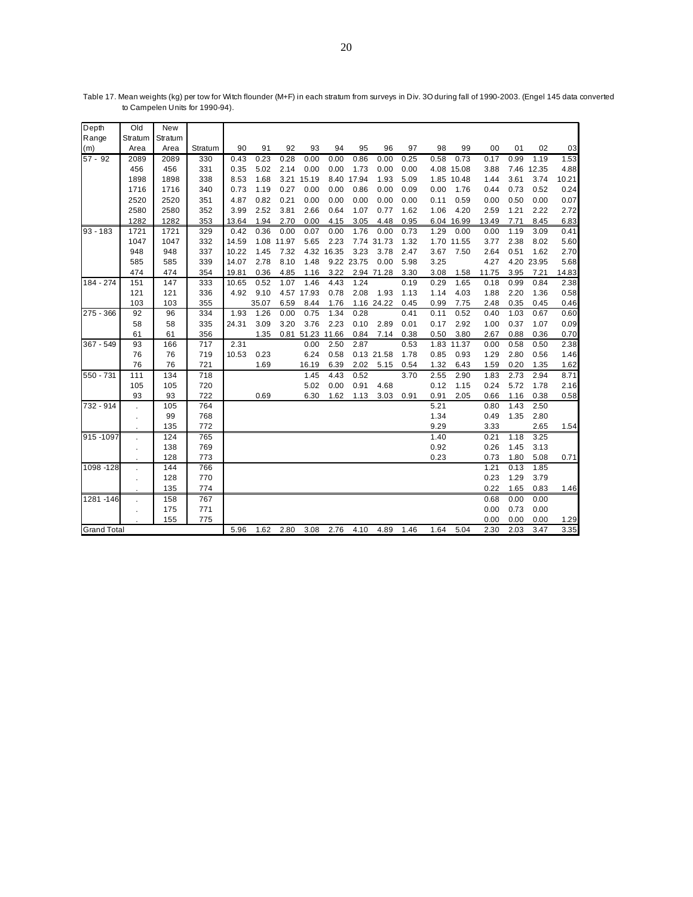Table 17. Mean weights (kg) per tow for Witch flounder (M+F) in each stratum from surveys in Div. 3O during fall of 1990-2003. (Engel 145 data converted to Campelen Units for 1990-94).

| Depth Range (m) | Old Stratum Area | New Stratum Area | Stratum | 90 | 91 | 92 | 93 | 94 | 95 | 96 | 97 | 98 | 99 | 00 | 01 | 02 | 03 |
|---|---|---|---|---|---|---|---|---|---|---|---|---|---|---|---|---|---|
| 57 - 92 | 2089 | 2089 | 330 | 0.43 | 0.23 | 0.28 | 0.00 | 0.00 | 0.86 | 0.00 | 0.25 | 0.58 | 0.73 | 0.17 | 0.99 | 1.19 | 1.53 |
| | 456 | 456 | 331 | 0.35 | 5.02 | 2.14 | 0.00 | 0.00 | 1.73 | 0.00 | 0.00 | 4.08 | 15.08 | 3.88 | 7.46 | 12.35 | 4.88 |
| | 1898 | 1898 | 338 | 8.53 | 1.68 | 3.21 | 15.19 | 8.40 | 17.94 | 1.93 | 5.09 | 1.85 | 10.48 | 1.44 | 3.61 | 3.74 | 10.21 |
| | 1716 | 1716 | 340 | 0.73 | 1.19 | 0.27 | 0.00 | 0.00 | 0.86 | 0.00 | 0.09 | 0.00 | 1.76 | 0.44 | 0.73 | 0.52 | 0.24 |
| | 2520 | 2520 | 351 | 4.87 | 0.82 | 0.21 | 0.00 | 0.00 | 0.00 | 0.00 | 0.00 | 0.11 | 0.59 | 0.00 | 0.50 | 0.00 | 0.07 |
| | 2580 | 2580 | 352 | 3.99 | 2.52 | 3.81 | 2.66 | 0.64 | 1.07 | 0.77 | 1.62 | 1.06 | 4.20 | 2.59 | 1.21 | 2.22 | 2.72 |
| | 1282 | 1282 | 353 | 13.64 | 1.94 | 2.70 | 0.00 | 4.15 | 3.05 | 4.48 | 0.95 | 6.04 | 16.99 | 13.49 | 7.71 | 8.45 | 6.83 |
| 93 - 183 | 1721 | 1721 | 329 | 0.42 | 0.36 | 0.00 | 0.07 | 0.00 | 1.76 | 0.00 | 0.73 | 1.29 | 0.00 | 0.00 | 1.19 | 3.09 | 0.41 |
| | 1047 | 1047 | 332 | 14.59 | 1.08 | 11.97 | 5.65 | 2.23 | 7.74 | 31.73 | 1.32 | 1.70 | 11.55 | 3.77 | 2.38 | 8.02 | 5.60 |
| | 948 | 948 | 337 | 10.22 | 1.45 | 7.32 | 4.32 | 16.35 | 3.23 | 3.78 | 2.47 | 3.67 | 7.50 | 2.64 | 0.51 | 1.62 | 2.70 |
| | 585 | 585 | 339 | 14.07 | 2.78 | 8.10 | 1.48 | 9.22 | 23.75 | 0.00 | 5.98 | 3.25 | | 4.27 | 4.20 | 23.95 | 5.68 |
| | 474 | 474 | 354 | 19.81 | 0.36 | 4.85 | 1.16 | 3.22 | 2.94 | 71.28 | 3.30 | 3.08 | 1.58 | 11.75 | 3.95 | 7.21 | 14.83 |
| 184 - 274 | 151 | 147 | 333 | 10.65 | 0.52 | 1.07 | 1.46 | 4.43 | 1.24 | | 0.19 | 0.29 | 1.65 | 0.18 | 0.99 | 0.84 | 2.38 |
| | 121 | 121 | 336 | 4.92 | 9.10 | 4.57 | 17.93 | 0.78 | 2.08 | 1.93 | 1.13 | 1.14 | 4.03 | 1.88 | 2.20 | 1.36 | 0.58 |
| | 103 | 103 | 355 | | 35.07 | 6.59 | 8.44 | 1.76 | 1.16 | 24.22 | 0.45 | 0.99 | 7.75 | 2.48 | 0.35 | 0.45 | 0.46 |
| 275 - 366 | 92 | 96 | 334 | 1.93 | 1.26 | 0.00 | 0.75 | 1.34 | 0.28 | | 0.41 | 0.11 | 0.52 | 0.40 | 1.03 | 0.67 | 0.60 |
| | 58 | 58 | 335 | 24.31 | 3.09 | 3.20 | 3.76 | 2.23 | 0.10 | 2.89 | 0.01 | 0.17 | 2.92 | 1.00 | 0.37 | 1.07 | 0.09 |
| | 61 | 61 | 356 | | 1.35 | 0.81 | 51.23 | 11.66 | 0.84 | 7.14 | 0.38 | 0.50 | 3.80 | 2.67 | 0.88 | 0.36 | 0.70 |
| 367 - 549 | 93 | 166 | 717 | 2.31 | | | 0.00 | 2.50 | 2.87 | | 0.53 | 1.83 | 11.37 | 0.00 | 0.58 | 0.50 | 2.38 |
| | 76 | 76 | 719 | 10.53 | 0.23 | | 6.24 | 0.58 | 0.13 | 21.58 | 1.78 | 0.85 | 0.93 | 1.29 | 2.80 | 0.56 | 1.46 |
| | 76 | 76 | 721 | | 1.69 | | 16.19 | 6.39 | 2.02 | 5.15 | 0.54 | 1.32 | 6.43 | 1.59 | 0.20 | 1.35 | 1.62 |
| 550 - 731 | 111 | 134 | 718 | | | | 1.45 | 4.43 | 0.52 | | 3.70 | 2.55 | 2.90 | 1.83 | 2.73 | 2.94 | 8.71 |
| | 105 | 105 | 720 | | | | 5.02 | 0.00 | 0.91 | 4.68 | | 0.12 | 1.15 | 0.24 | 5.72 | 1.78 | 2.16 |
| | 93 | 93 | 722 | | 0.69 | | 6.30 | 1.62 | 1.13 | 3.03 | 0.91 | 0.91 | 2.05 | 0.66 | 1.16 | 0.38 | 0.58 |
| 732 - 914 | . | 105 | 764 | | | | | | | | | 5.21 | | 0.80 | 1.43 | 2.50 | |
| | . | 99 | 768 | | | | | | | | | 1.34 | | 0.49 | 1.35 | 2.80 | |
| | . | 135 | 772 | | | | | | | | | 9.29 | | 3.33 | | 2.65 | 1.54 |
| 915 -1097 | . | 124 | 765 | | | | | | | | | 1.40 | | 0.21 | 1.18 | 3.25 | |
| | . | 138 | 769 | | | | | | | | | 0.92 | | 0.26 | 1.45 | 3.13 | |
| | . | 128 | 773 | | | | | | | | | 0.23 | | 0.73 | 1.80 | 5.08 | 0.71 |
| 1098 -128 | . | 144 | 766 | | | | | | | | | | | 1.21 | 0.13 | 1.85 | |
| | . | 128 | 770 | | | | | | | | | | | 0.23 | 1.29 | 3.79 | |
| | . | 135 | 774 | | | | | | | | | | | 0.22 | 1.65 | 0.83 | 1.46 |
| 1281 -146 | . | 158 | 767 | | | | | | | | | | | 0.68 | 0.00 | 0.00 | |
| | . | 175 | 771 | | | | | | | | | | | 0.00 | 0.73 | 0.00 | |
| | . | 155 | 775 | | | | | | | | | | | 0.00 | 0.00 | 0.00 | 1.29 |
| Grand Total | | | | 5.96 | 1.62 | 2.80 | 3.08 | 2.76 | 4.10 | 4.89 | 1.46 | 1.64 | 5.04 | 2.30 | 2.03 | 3.47 | 3.35 |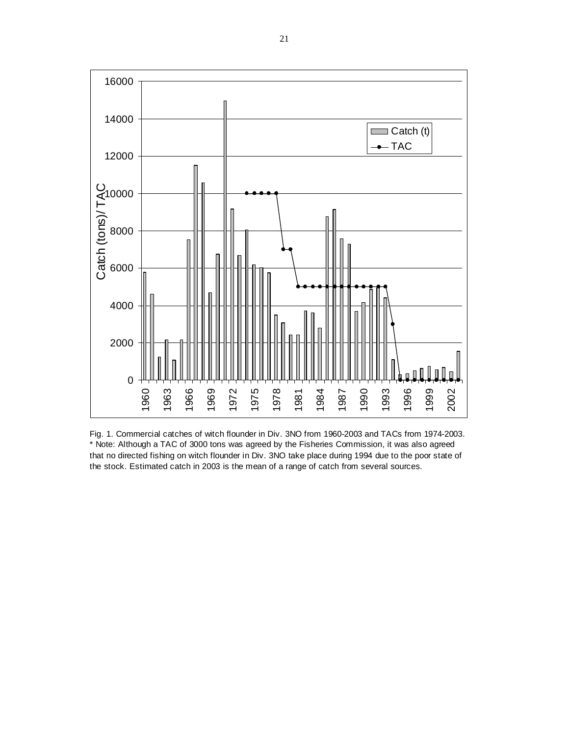Fig. 1. Commercial catches of witch flounder in Div. 3NO from 1960-2003 and TACs from 1974-2003.
* Note: Although a TAC of 3000 tons was agreed by the Fisheries Commission, it was also agreed that no directed fishing on witch flounder in Div. 3NO take place during 1994 due to the poor state of the stock. Estimated catch in 2003 is the mean of a range of catch from several sources.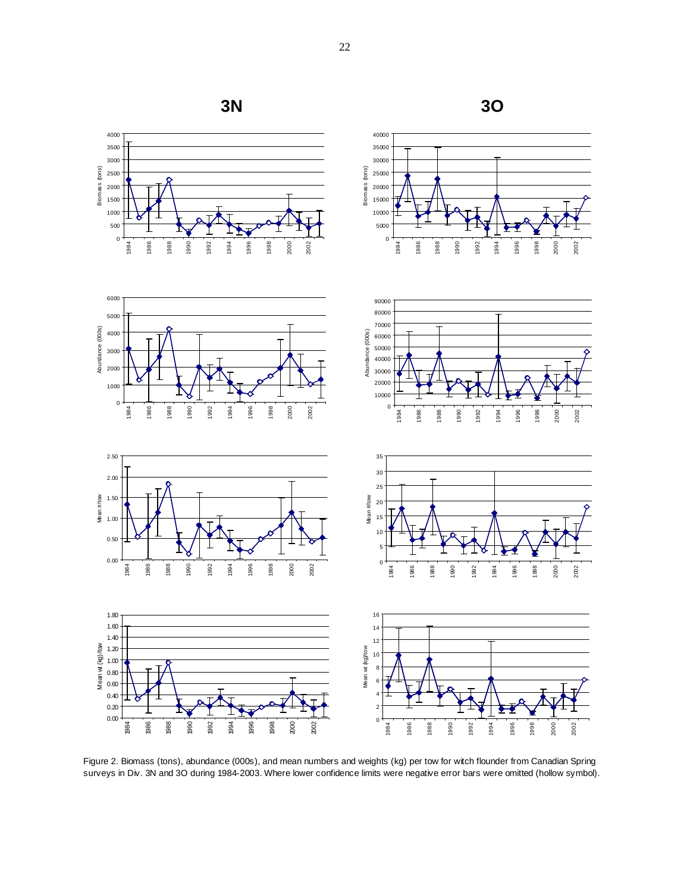3N

3O

Figure 2. Biomass (tons), abundance (000s), and mean numbers and weights (kg) per tow for witch flounder from Canadian Spring surveys in Div. 3N and 3O during 1984-2003. Where lower confidence limits were negative error bars were omitted (hollow symbol).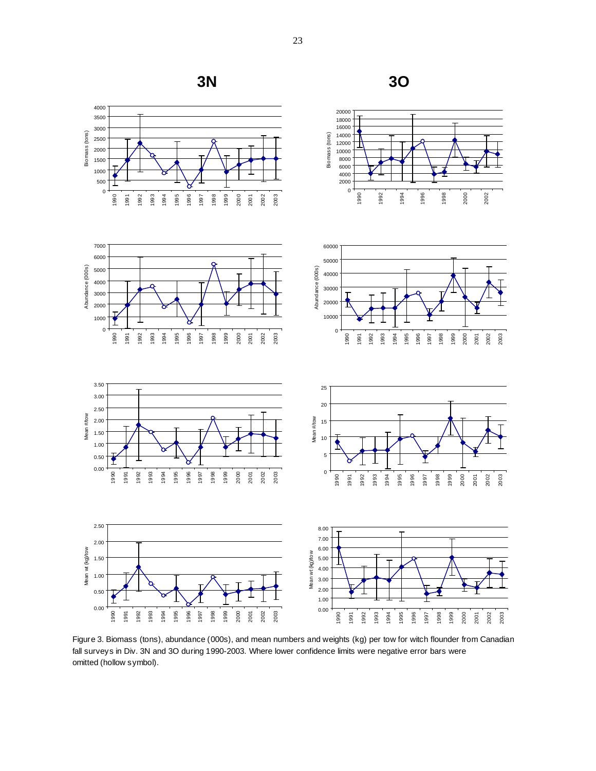Figure 3. Biomass (tons), abundance (000s), and mean numbers and weights (kg) per tow for witch flounder from Canadian fall surveys in Div. 3N and 3O during 1990-2003. Where lower confidence limits were negative error bars were omitted (hollow symbol).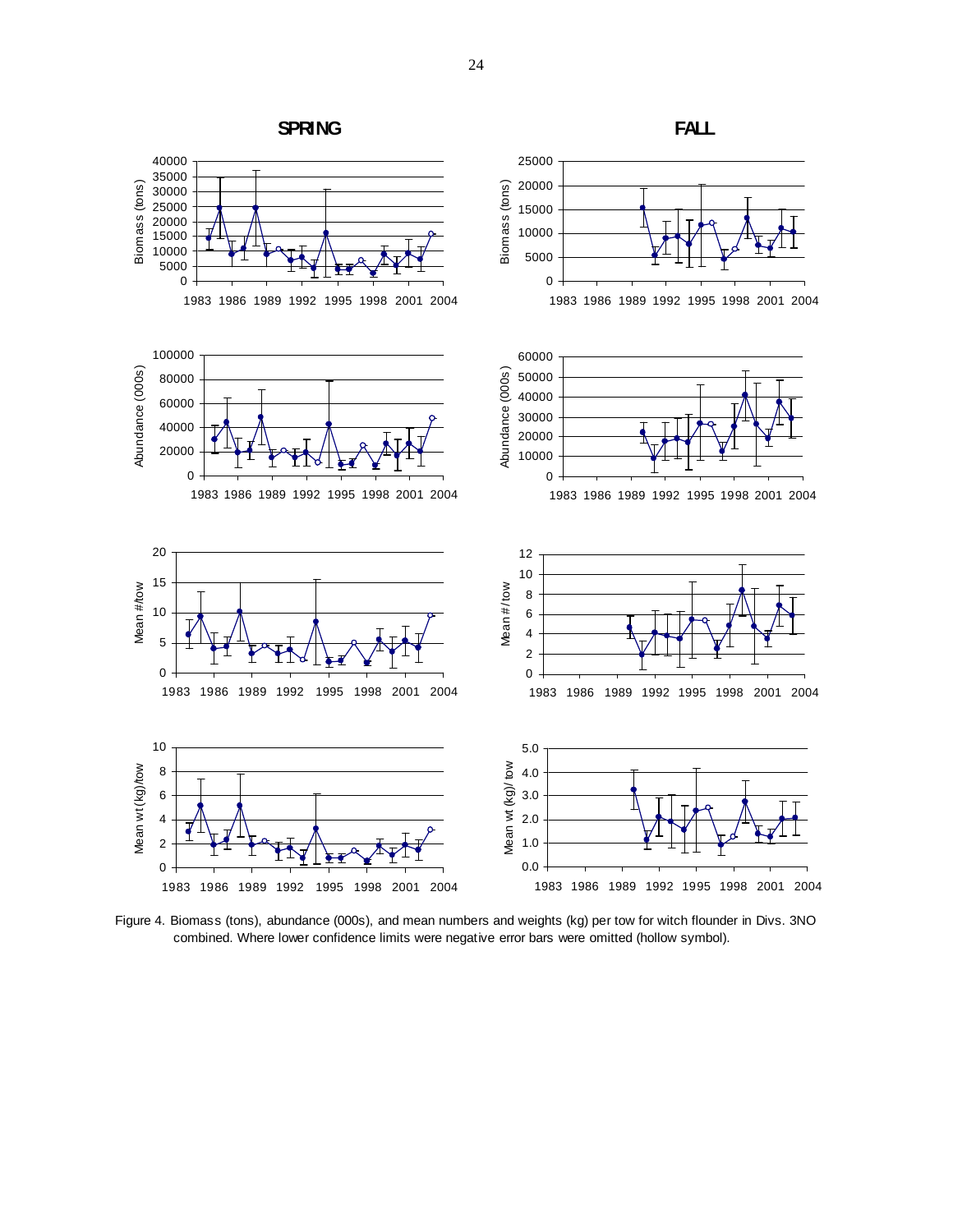Figure 4. Biomass (tons), abundance (000s), and mean numbers and weights (kg) per tow for witch flounder in Divs. 3NO combined. Where lower confidence limits were negative error bars were omitted (hollow symbol).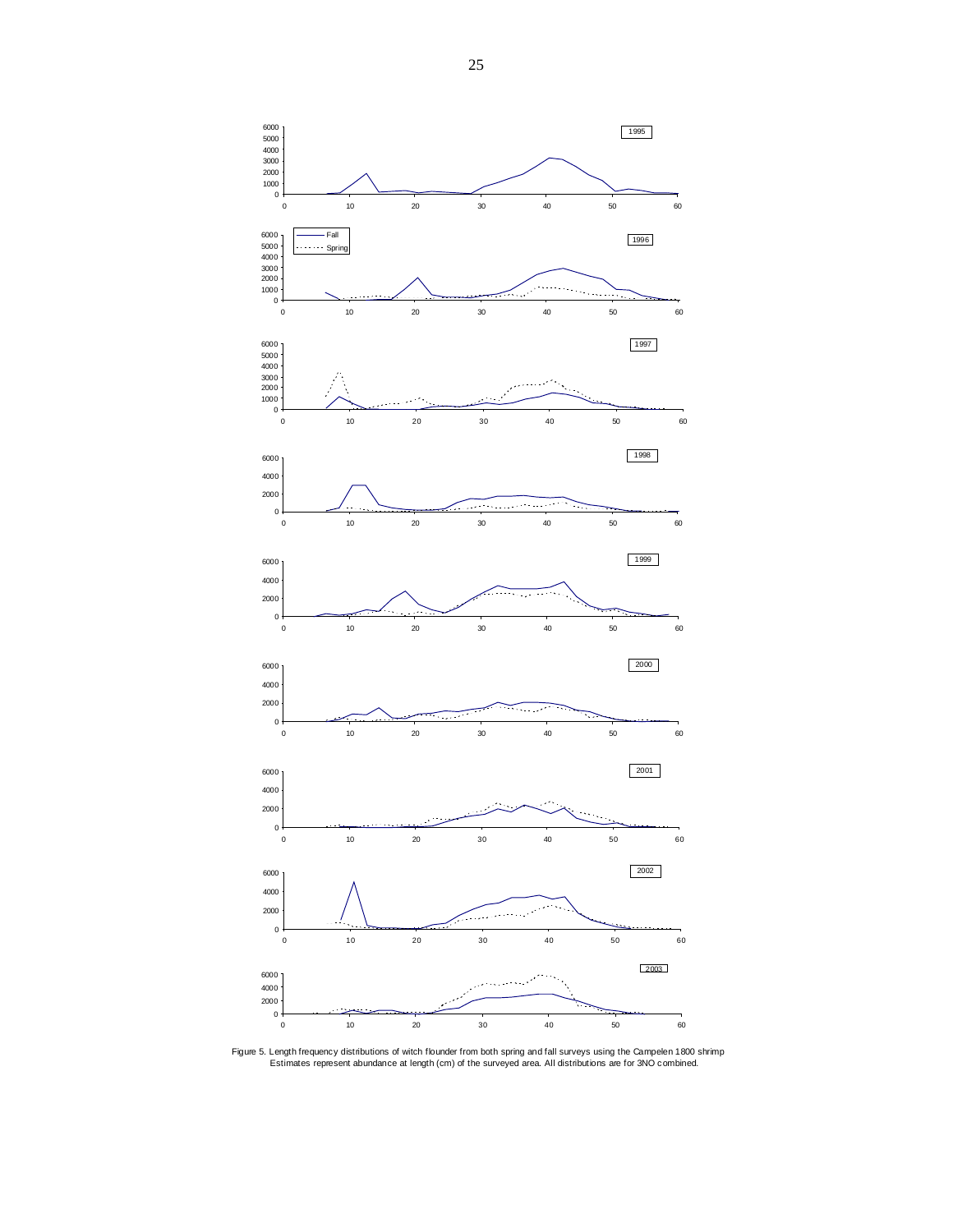Figure 5. Length frequency distributions of witch flounder from both spring and fall surveys using the Campelen 1800 shrimp Estimates represent abundance at length (cm) of the surveyed area. All distributions are for 3NO combined.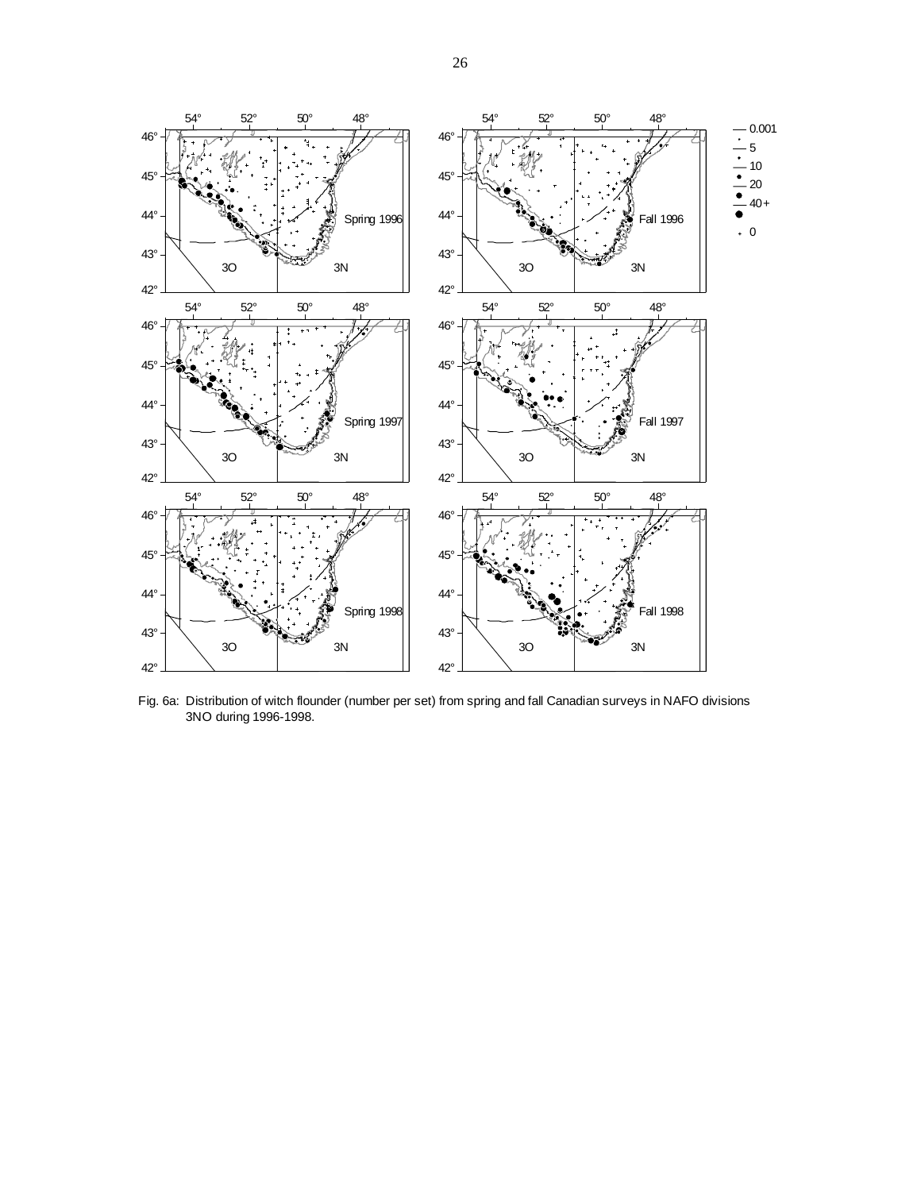Fig. 6a: Distribution of witch flounder (number per set) from spring and fall Canadian surveys in NAFO divisions 3NO during 1996-1998.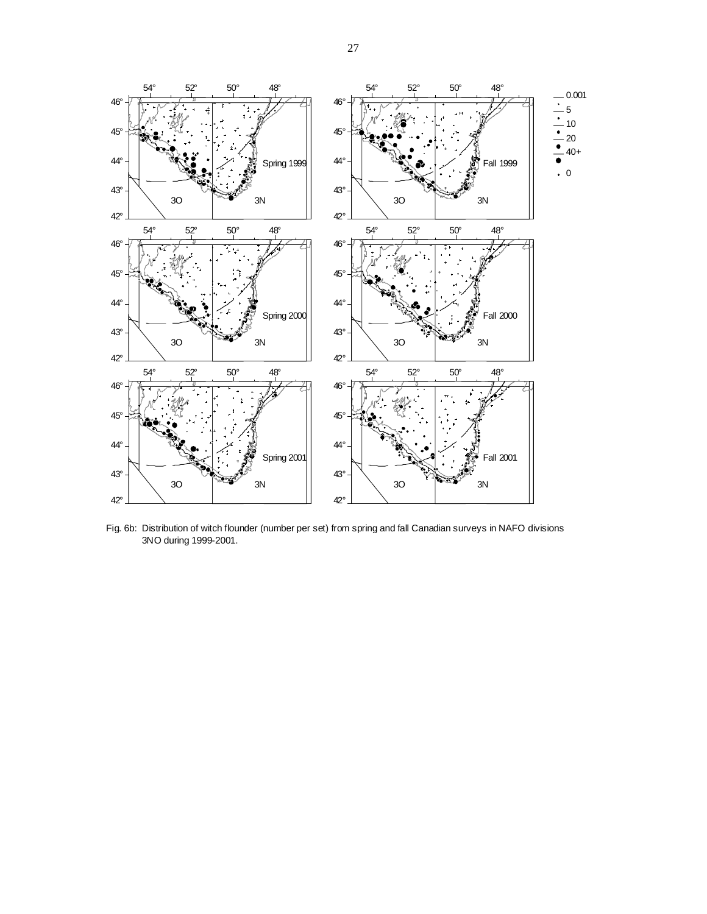Fig. 6b: Distribution of witch flounder (number per set) from spring and fall Canadian surveys in NAFO divisions 3NO during 1999-2001.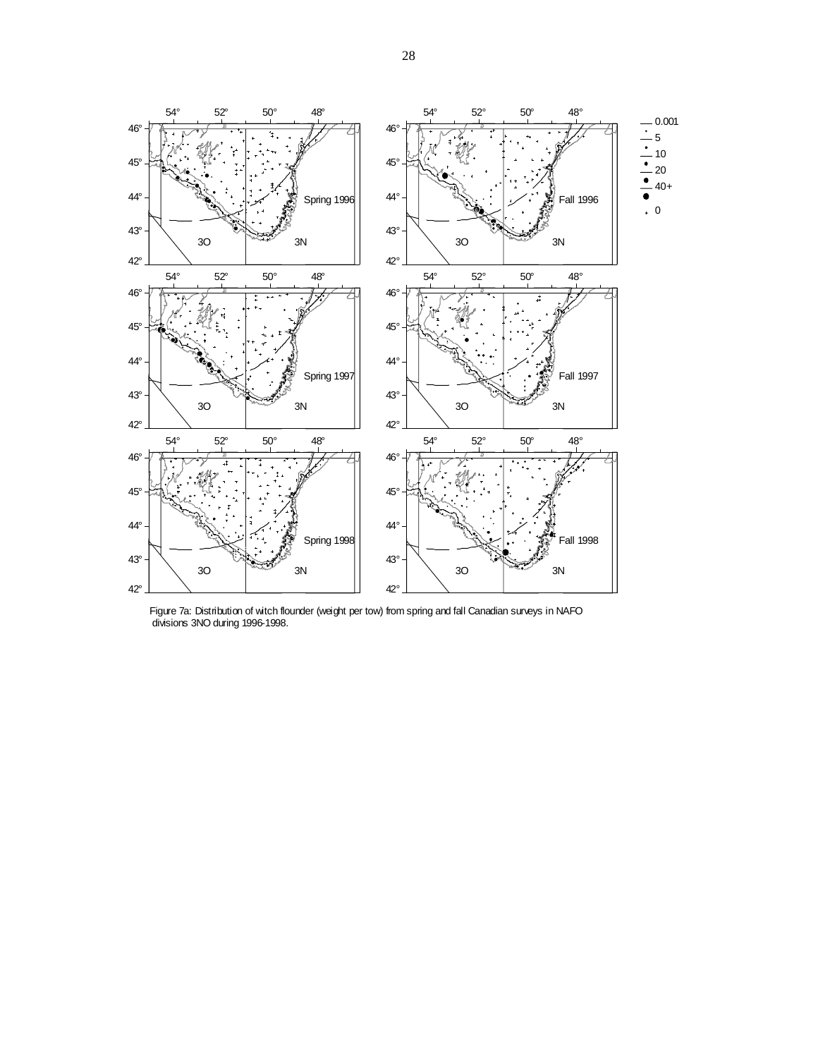Figure 7a: Distribution of witch flounder (weight per tow) from spring and fall Canadian surveys in NAFO divisions 3NO during 1996-1998.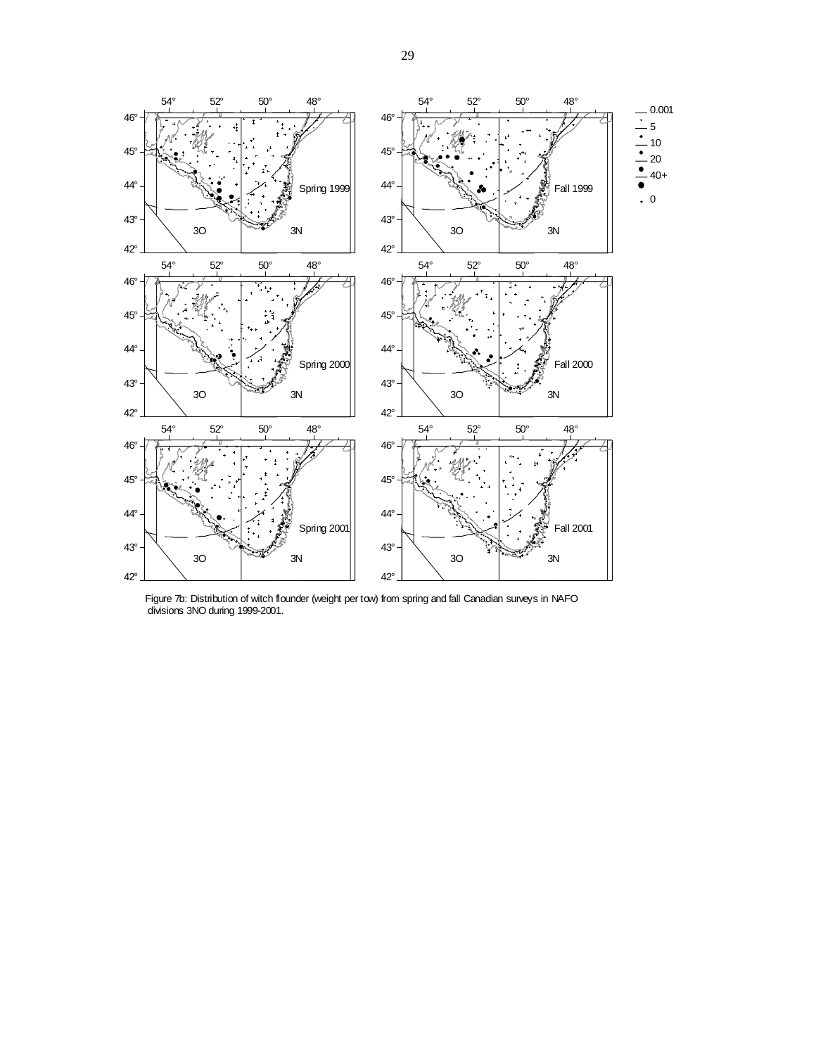Figure 7b: Distribution of witch flounder (weight per tow) from spring and fall Canadian surveys in NAFO divisions 3NO during 1999-2001.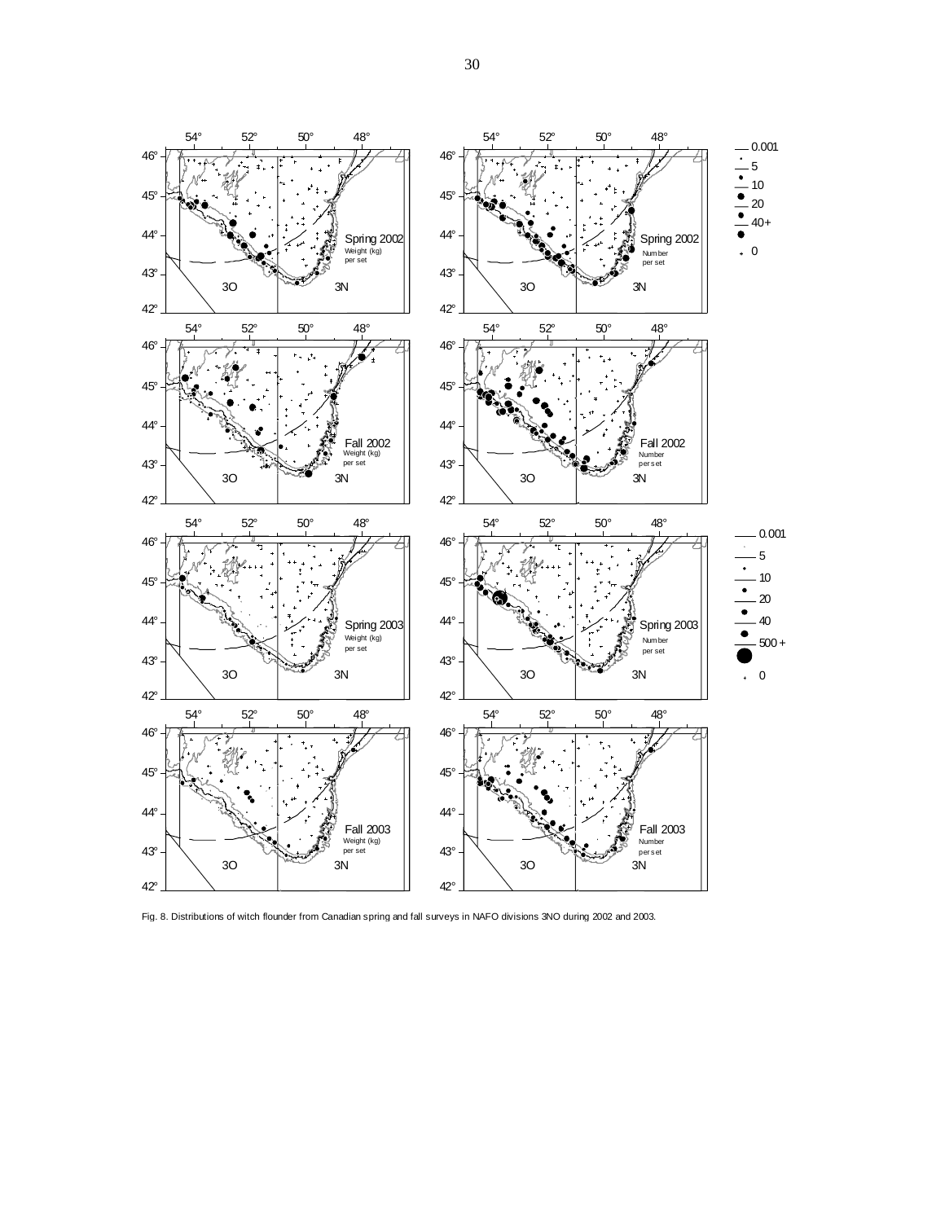54° 52° 50° 48°

46° 45° 44° 43° 42°

Spring 2002
Weight (kg) per set

3O 3N

Spring 2002
Number per set

0.001
5
10
20
40+
0

Fall 2002
Weight (kg) per set

Fall 2002
Number per set

Spring 2003
Weight (kg) per set

Spring 2003
Number per set

0.001
5
10
20
40
500 +
0

Fall 2003
Weight (kg) per set

Fall 2003
Number per set

Fig. 8. Distributions of witch flounder from Canadian spring and fall surveys in NAFO divisions 3NO during 2002 and 2003.